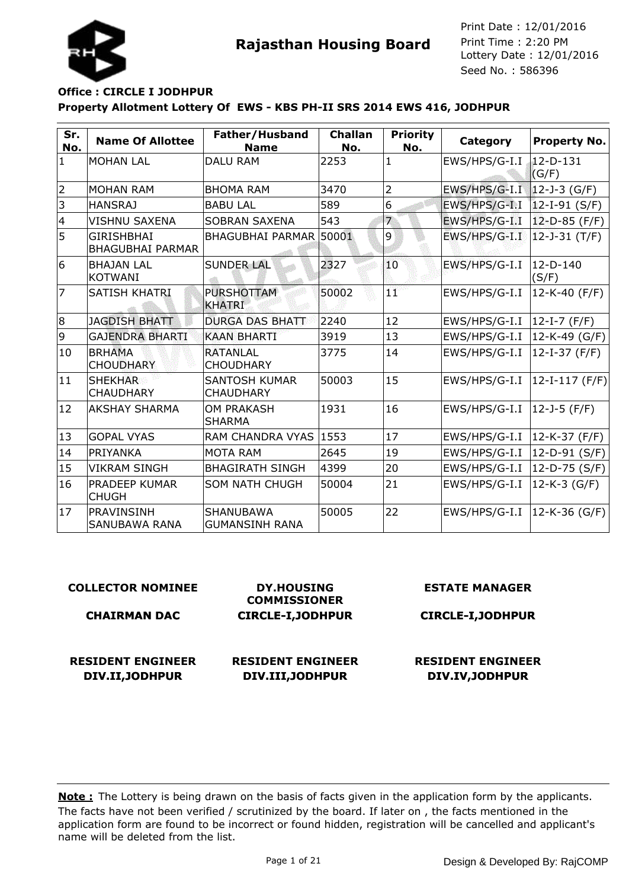# Rajasthan Housing Board

Print Date : 12/01/2016
Print Time : 2:20 PM
Lottery Date : 12/01/2016
Seed No. : 586396

**Office : CIRCLE I JODHPUR**

**Property Allotment Lottery Of EWS - KBS PH-II SRS 2014 EWS 416, JODHPUR**

| Sr. No. | Name Of Allottee | Father/Husband Name | Challan No. | Priority No. | Category | Property No. |
|---|---|---|---|---|---|---|
| 1 | MOHAN LAL | DALU RAM | 2253 | 1 | EWS/HPS/G-I.I | 12-D-131 (G/F) |
| 2 | MOHAN RAM | BHOMA RAM | 3470 | 2 | EWS/HPS/G-I.I | 12-J-3 (G/F) |
| 3 | HANSRAJ | BABU LAL | 589 | 6 | EWS/HPS/G-I.I | 12-I-91 (S/F) |
| 4 | VISHNU SAXENA | SOBRAN SAXENA | 543 | 7 | EWS/HPS/G-I.I | 12-D-85 (F/F) |
| 5 | GIRISHBHAI BHAGUBHAI PARMAR | BHAGUBHAI PARMAR | 50001 | 9 | EWS/HPS/G-I.I | 12-J-31 (T/F) |
| 6 | BHAJAN LAL KOTWANI | SUNDER LAL | 2327 | 10 | EWS/HPS/G-I.I | 12-D-140 (S/F) |
| 7 | SATISH KHATRI | PURSHOTTAM KHATRI | 50002 | 11 | EWS/HPS/G-I.I | 12-K-40 (F/F) |
| 8 | JAGDISH BHATT | DURGA DAS BHATT | 2240 | 12 | EWS/HPS/G-I.I | 12-I-7 (F/F) |
| 9 | GAJENDRA BHARTI | KAAN BHARTI | 3919 | 13 | EWS/HPS/G-I.I | 12-K-49 (G/F) |
| 10 | BRHAMA CHOUDHARY | RATANLAL CHOUDHARY | 3775 | 14 | EWS/HPS/G-I.I | 12-I-37 (F/F) |
| 11 | SHEKHAR CHAUDHARY | SANTOSH KUMAR CHAUDHARY | 50003 | 15 | EWS/HPS/G-I.I | 12-I-117 (F/F) |
| 12 | AKSHAY SHARMA | OM PRAKASH SHARMA | 1931 | 16 | EWS/HPS/G-I.I | 12-J-5 (F/F) |
| 13 | GOPAL VYAS | RAM CHANDRA VYAS | 1553 | 17 | EWS/HPS/G-I.I | 12-K-37 (F/F) |
| 14 | PRIYANKA | MOTA RAM | 2645 | 19 | EWS/HPS/G-I.I | 12-D-91 (S/F) |
| 15 | VIKRAM SINGH | BHAGIRATH SINGH | 4399 | 20 | EWS/HPS/G-I.I | 12-D-75 (S/F) |
| 16 | PRADEEP KUMAR CHUGH | SOM NATH CHUGH | 50004 | 21 | EWS/HPS/G-I.I | 12-K-3 (G/F) |
| 17 | PRAVINSINH SANUBAWA RANA | SHANUBAWA GUMANSINH RANA | 50005 | 22 | EWS/HPS/G-I.I | 12-K-36 (G/F) |

**COLLECTOR NOMINEE**
**CHAIRMAN DAC**

**DY.HOUSING COMMISSIONER**
**CIRCLE-I,JODHPUR**

**ESTATE MANAGER**
**CIRCLE-I,JODHPUR**

**RESIDENT ENGINEER**
**DIV.II,JODHPUR**

**RESIDENT ENGINEER**
**DIV.III,JODHPUR**

**RESIDENT ENGINEER**
**DIV.IV,JODHPUR**

**Note :** The Lottery is being drawn on the basis of facts given in the application form by the applicants. The facts have not been verified / scrutinized by the board. If later on , the facts mentioned in the application form are found to be incorrect or found hidden, registration will be cancelled and applicant's name will be deleted from the list.

Design & Developed By: RajCOMP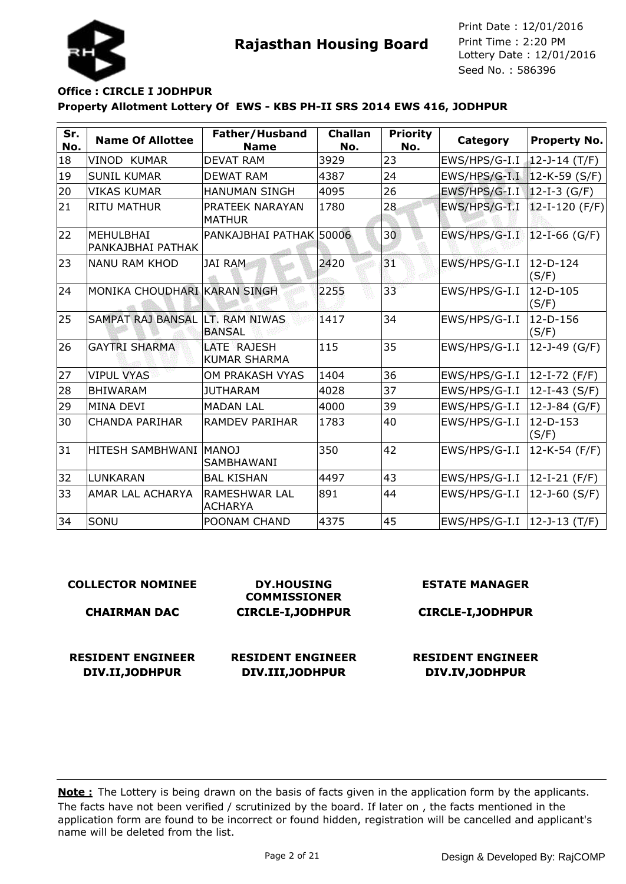**Rajasthan Housing Board**

Print Date : 12/01/2016
Print Time : 2:20 PM
Lottery Date : 12/01/2016
Seed No. : 586396

**Office : CIRCLE I JODHPUR**

**Property Allotment Lottery Of EWS - KBS PH-II SRS 2014 EWS 416, JODHPUR**

| Sr. No. | Name Of Allottee | Father/Husband Name | Challan No. | Priority No. | Category | Property No. |
|---|---|---|---|---|---|---|
| 18 | VINOD KUMAR | DEVAT RAM | 3929 | 23 | EWS/HPS/G-I.I | 12-J-14 (T/F) |
| 19 | SUNIL KUMAR | DEWAT RAM | 4387 | 24 | EWS/HPS/G-I.I | 12-K-59 (S/F) |
| 20 | VIKAS KUMAR | HANUMAN SINGH | 4095 | 26 | EWS/HPS/G-I.I | 12-I-3 (G/F) |
| 21 | RITU MATHUR | PRATEEK NARAYAN MATHUR | 1780 | 28 | EWS/HPS/G-I.I | 12-I-120 (F/F) |
| 22 | MEHULBHAI PANKAJBHAI PATHAK | PANKAJBHAI PATHAK | 50006 | 30 | EWS/HPS/G-I.I | 12-I-66 (G/F) |
| 23 | NANU RAM KHOD | JAI RAM | 2420 | 31 | EWS/HPS/G-I.I | 12-D-124 (S/F) |
| 24 | MONIKA CHOUDHARI | KARAN SINGH | 2255 | 33 | EWS/HPS/G-I.I | 12-D-105 (S/F) |
| 25 | SAMPAT RAJ BANSAL | LT. RAM NIWAS BANSAL | 1417 | 34 | EWS/HPS/G-I.I | 12-D-156 (S/F) |
| 26 | GAYTRI SHARMA | LATE RAJESH KUMAR SHARMA | 115 | 35 | EWS/HPS/G-I.I | 12-J-49 (G/F) |
| 27 | VIPUL VYAS | OM PRAKASH VYAS | 1404 | 36 | EWS/HPS/G-I.I | 12-I-72 (F/F) |
| 28 | BHIWARAM | JUTHARAM | 4028 | 37 | EWS/HPS/G-I.I | 12-I-43 (S/F) |
| 29 | MINA DEVI | MADAN LAL | 4000 | 39 | EWS/HPS/G-I.I | 12-J-84 (G/F) |
| 30 | CHANDA PARIHAR | RAMDEV PARIHAR | 1783 | 40 | EWS/HPS/G-I.I | 12-D-153 (S/F) |
| 31 | HITESH SAMBHWANI | MANOJ SAMBHAWANI | 350 | 42 | EWS/HPS/G-I.I | 12-K-54 (F/F) |
| 32 | LUNKARAN | BAL KISHAN | 4497 | 43 | EWS/HPS/G-I.I | 12-I-21 (F/F) |
| 33 | AMAR LAL ACHARYA | RAMESHWAR LAL ACHARYA | 891 | 44 | EWS/HPS/G-I.I | 12-J-60 (S/F) |
| 34 | SONU | POONAM CHAND | 4375 | 45 | EWS/HPS/G-I.I | 12-J-13 (T/F) |

| COLLECTOR NOMINEE | DY.HOUSING COMMISSIONER | ESTATE MANAGER |
|---|---|---|
| CHAIRMAN DAC | CIRCLE-I,JODHPUR | CIRCLE-I,JODHPUR |
| RESIDENT ENGINEER DIV.II,JODHPUR | RESIDENT ENGINEER DIV.III,JODHPUR | RESIDENT ENGINEER DIV.IV,JODHPUR |

**Note :** The Lottery is being drawn on the basis of facts given in the application form by the applicants. The facts have not been verified / scrutinized by the board. If later on , the facts mentioned in the application form are found to be incorrect or found hidden, registration will be cancelled and applicant's name will be deleted from the list.

Design & Developed By: RajCOMP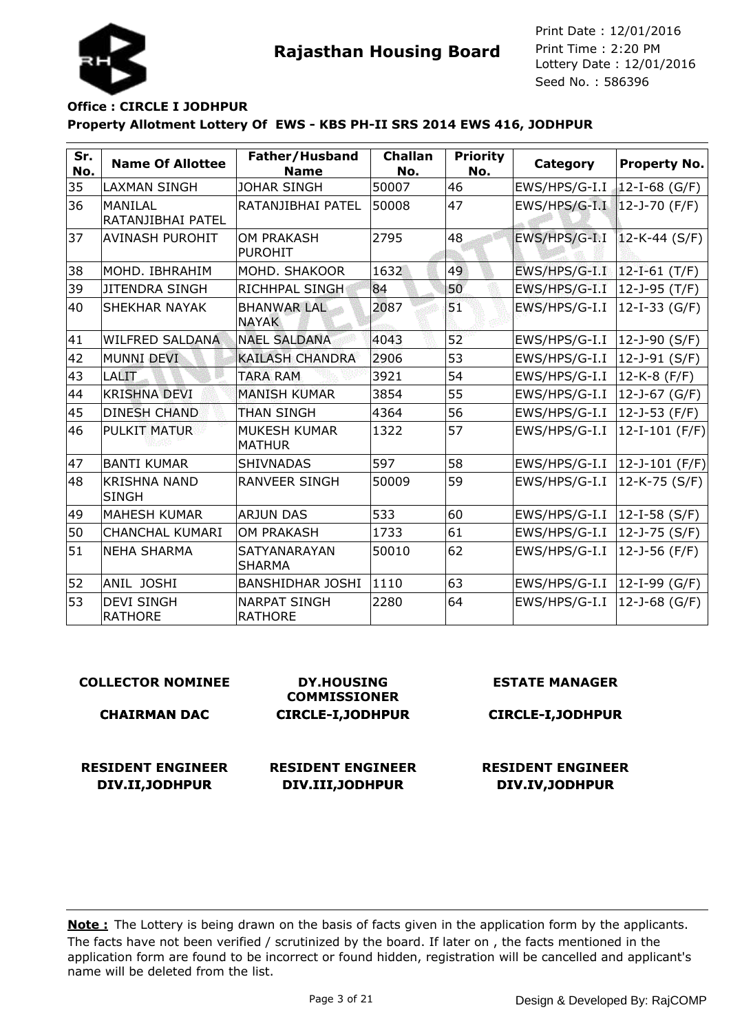**Rajasthan Housing Board**

Print Date : 12/01/2016
Print Time : 2:20 PM
Lottery Date : 12/01/2016
Seed No. : 586396

**Office : CIRCLE I JODHPUR**

**Property Allotment Lottery Of EWS - KBS PH-II SRS 2014 EWS 416, JODHPUR**

| Sr. No. | Name Of Allottee | Father/Husband Name | Challan No. | Priority No. | Category | Property No. |
|---|---|---|---|---|---|---|
| 35 | LAXMAN SINGH | JOHAR SINGH | 50007 | 46 | EWS/HPS/G-I.I | 12-I-68 (G/F) |
| 36 | MANILAL RATANJIBHAI PATEL | RATANJIBHAI PATEL | 50008 | 47 | EWS/HPS/G-I.I | 12-J-70 (F/F) |
| 37 | AVINASH PUROHIT | OM PRAKASH PUROHIT | 2795 | 48 | EWS/HPS/G-I.I | 12-K-44 (S/F) |
| 38 | MOHD. IBHRAHIM | MOHD. SHAKOOR | 1632 | 49 | EWS/HPS/G-I.I | 12-I-61 (T/F) |
| 39 | JITENDRA SINGH | RICHHPAL SINGH | 84 | 50 | EWS/HPS/G-I.I | 12-J-95 (T/F) |
| 40 | SHEKHAR NAYAK | BHANWAR LAL NAYAK | 2087 | 51 | EWS/HPS/G-I.I | 12-I-33 (G/F) |
| 41 | WILFRED SALDANA | NAEL SALDANA | 4043 | 52 | EWS/HPS/G-I.I | 12-J-90 (S/F) |
| 42 | MUNNI DEVI | KAILASH CHANDRA | 2906 | 53 | EWS/HPS/G-I.I | 12-J-91 (S/F) |
| 43 | LALIT | TARA RAM | 3921 | 54 | EWS/HPS/G-I.I | 12-K-8 (F/F) |
| 44 | KRISHNA DEVI | MANISH KUMAR | 3854 | 55 | EWS/HPS/G-I.I | 12-J-67 (G/F) |
| 45 | DINESH CHAND | THAN SINGH | 4364 | 56 | EWS/HPS/G-I.I | 12-J-53 (F/F) |
| 46 | PULKIT MATUR | MUKESH KUMAR MATHUR | 1322 | 57 | EWS/HPS/G-I.I | 12-I-101 (F/F) |
| 47 | BANTI KUMAR | SHIVNADAS | 597 | 58 | EWS/HPS/G-I.I | 12-J-101 (F/F) |
| 48 | KRISHNA NAND SINGH | RANVEER SINGH | 50009 | 59 | EWS/HPS/G-I.I | 12-K-75 (S/F) |
| 49 | MAHESH KUMAR | ARJUN DAS | 533 | 60 | EWS/HPS/G-I.I | 12-I-58 (S/F) |
| 50 | CHANCHAL KUMARI | OM PRAKASH | 1733 | 61 | EWS/HPS/G-I.I | 12-J-75 (S/F) |
| 51 | NEHA SHARMA | SATYANARAYAN SHARMA | 50010 | 62 | EWS/HPS/G-I.I | 12-J-56 (F/F) |
| 52 | ANIL JOSHI | BANSHIDHAR JOSHI | 1110 | 63 | EWS/HPS/G-I.I | 12-I-99 (G/F) |
| 53 | DEVI SINGH RATHORE | NARPAT SINGH RATHORE | 2280 | 64 | EWS/HPS/G-I.I | 12-J-68 (G/F) |

**COLLECTOR NOMINEE**
**CHAIRMAN DAC**

**DY.HOUSING COMMISSIONER**
**CIRCLE-I,JODHPUR**

**ESTATE MANAGER**
**CIRCLE-I,JODHPUR**

**RESIDENT ENGINEER**
**DIV.II,JODHPUR**

**RESIDENT ENGINEER**
**DIV.III,JODHPUR**

**RESIDENT ENGINEER**
**DIV.IV,JODHPUR**

**Note :** The Lottery is being drawn on the basis of facts given in the application form by the applicants. The facts have not been verified / scrutinized by the board. If later on , the facts mentioned in the application form are found to be incorrect or found hidden, registration will be cancelled and applicant's name will be deleted from the list.

Design & Developed By: RajCOMP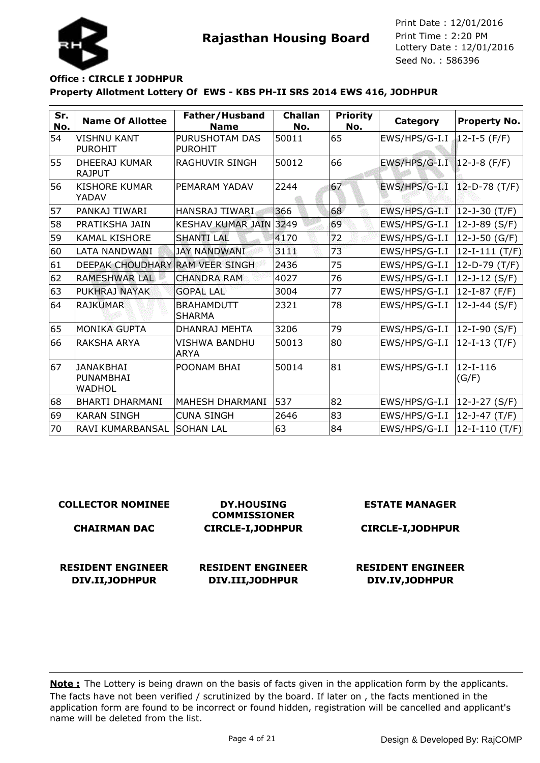# Rajasthan Housing Board

Print Date : 12/01/2016
Print Time : 2:20 PM
Lottery Date : 12/01/2016
Seed No. : 586396

**Office : CIRCLE I JODHPUR**

**Property Allotment Lottery Of EWS - KBS PH-II SRS 2014 EWS 416, JODHPUR**

| Sr. No. | Name Of Allottee | Father/Husband Name | Challan No. | Priority No. | Category | Property No. |
|---|---|---|---|---|---|---|
| 54 | VISHNU KANT PUROHIT | PURUSHOTAM DAS PUROHIT | 50011 | 65 | EWS/HPS/G-I.I | 12-I-5 (F/F) |
| 55 | DHEERAJ KUMAR RAJPUT | RAGHUVIR SINGH | 50012 | 66 | EWS/HPS/G-I.I | 12-J-8 (F/F) |
| 56 | KISHORE KUMAR YADAV | PEMARAM YADAV | 2244 | 67 | EWS/HPS/G-I.I | 12-D-78 (T/F) |
| 57 | PANKAJ TIWARI | HANSRAJ TIWARI | 366 | 68 | EWS/HPS/G-I.I | 12-J-30 (T/F) |
| 58 | PRATIKSHA JAIN | KESHAV KUMAR JAIN | 3249 | 69 | EWS/HPS/G-I.I | 12-J-89 (S/F) |
| 59 | KAMAL KISHORE | SHANTI LAL | 4170 | 72 | EWS/HPS/G-I.I | 12-J-50 (G/F) |
| 60 | LATA NANDWANI | JAY NANDWANI | 3111 | 73 | EWS/HPS/G-I.I | 12-I-111 (T/F) |
| 61 | DEEPAK CHOUDHARY | RAM VEER SINGH | 2436 | 75 | EWS/HPS/G-I.I | 12-D-79 (T/F) |
| 62 | RAMESHWAR LAL | CHANDRA RAM | 4027 | 76 | EWS/HPS/G-I.I | 12-J-12 (S/F) |
| 63 | PUKHRAJ NAYAK | GOPAL LAL | 3004 | 77 | EWS/HPS/G-I.I | 12-I-87 (F/F) |
| 64 | RAJKUMAR | BRAHAMDUTT SHARMA | 2321 | 78 | EWS/HPS/G-I.I | 12-J-44 (S/F) |
| 65 | MONIKA GUPTA | DHANRAJ MEHTA | 3206 | 79 | EWS/HPS/G-I.I | 12-I-90 (S/F) |
| 66 | RAKSHA ARYA | VISHWA BANDHU ARYA | 50013 | 80 | EWS/HPS/G-I.I | 12-I-13 (T/F) |
| 67 | JANAKBHAI PUNAMBHAI WADHOL | POONAM BHAI | 50014 | 81 | EWS/HPS/G-I.I | 12-I-116 (G/F) |
| 68 | BHARTI DHARMANI | MAHESH DHARMANI | 537 | 82 | EWS/HPS/G-I.I | 12-J-27 (S/F) |
| 69 | KARAN SINGH | CUNA SINGH | 2646 | 83 | EWS/HPS/G-I.I | 12-J-47 (T/F) |
| 70 | RAVI KUMARBANSAL | SOHAN LAL | 63 | 84 | EWS/HPS/G-I.I | 12-I-110 (T/F) |

| | | |
|---|---|---|
| **COLLECTOR NOMINEE** | **DY.HOUSING COMMISSIONER** | **ESTATE MANAGER** |
| **CHAIRMAN DAC** | **CIRCLE-I,JODHPUR** | **CIRCLE-I,JODHPUR** |
| **RESIDENT ENGINEER DIV.II,JODHPUR** | **RESIDENT ENGINEER DIV.III,JODHPUR** | **RESIDENT ENGINEER DIV.IV,JODHPUR** |

**Note :** The Lottery is being drawn on the basis of facts given in the application form by the applicants. The facts have not been verified / scrutinized by the board. If later on , the facts mentioned in the application form are found to be incorrect or found hidden, registration will be cancelled and applicant's name will be deleted from the list.

Design & Developed By: RajCOMP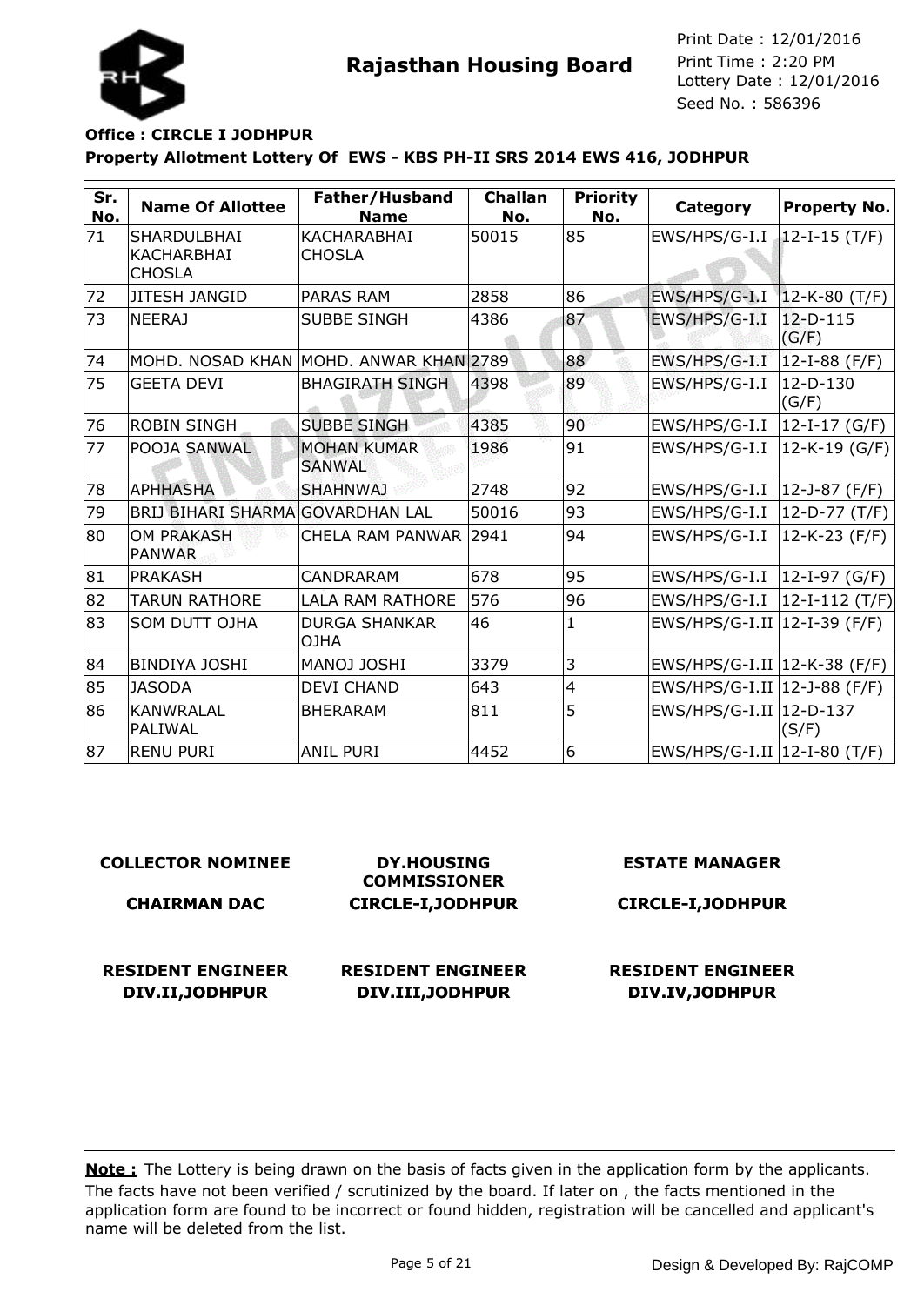**Rajasthan Housing Board**

Print Date : 12/01/2016
Print Time : 2:20 PM
Lottery Date : 12/01/2016
Seed No. : 586396

**Office : CIRCLE I JODHPUR**

**Property Allotment Lottery Of EWS - KBS PH-II SRS 2014 EWS 416, JODHPUR**

| Sr. No. | Name Of Allottee | Father/Husband Name | Challan No. | Priority No. | Category | Property No. |
|---|---|---|---|---|---|---|
| 71 | SHARDULBHAI KACHARBHAI CHOSLA | KACHARABHAI CHOSLA | 50015 | 85 | EWS/HPS/G-I.I | 12-I-15 (T/F) |
| 72 | JITESH JANGID | PARAS RAM | 2858 | 86 | EWS/HPS/G-I.I | 12-K-80 (T/F) |
| 73 | NEERAJ | SUBBE SINGH | 4386 | 87 | EWS/HPS/G-I.I | 12-D-115 (G/F) |
| 74 | MOHD. NOSAD KHAN | MOHD. ANWAR KHAN | 2789 | 88 | EWS/HPS/G-I.I | 12-I-88 (F/F) |
| 75 | GEETA DEVI | BHAGIRATH SINGH | 4398 | 89 | EWS/HPS/G-I.I | 12-D-130 (G/F) |
| 76 | ROBIN SINGH | SUBBE SINGH | 4385 | 90 | EWS/HPS/G-I.I | 12-I-17 (G/F) |
| 77 | POOJA SANWAL | MOHAN KUMAR SANWAL | 1986 | 91 | EWS/HPS/G-I.I | 12-K-19 (G/F) |
| 78 | APHHASHA | SHAHNWAJ | 2748 | 92 | EWS/HPS/G-I.I | 12-J-87 (F/F) |
| 79 | BRIJ BIHARI SHARMA | GOVARDHAN LAL | 50016 | 93 | EWS/HPS/G-I.I | 12-D-77 (T/F) |
| 80 | OM PRAKASH PANWAR | CHELA RAM PANWAR | 2941 | 94 | EWS/HPS/G-I.I | 12-K-23 (F/F) |
| 81 | PRAKASH | CANDRARAM | 678 | 95 | EWS/HPS/G-I.I | 12-I-97 (G/F) |
| 82 | TARUN RATHORE | LALA RAM RATHORE | 576 | 96 | EWS/HPS/G-I.I | 12-I-112 (T/F) |
| 83 | SOM DUTT OJHA | DURGA SHANKAR OJHA | 46 | 1 | EWS/HPS/G-I.II | 12-I-39 (F/F) |
| 84 | BINDIYA JOSHI | MANOJ JOSHI | 3379 | 3 | EWS/HPS/G-I.II | 12-K-38 (F/F) |
| 85 | JASODA | DEVI CHAND | 643 | 4 | EWS/HPS/G-I.II | 12-J-88 (F/F) |
| 86 | KANWRALAL PALIWAL | BHERARAM | 811 | 5 | EWS/HPS/G-I.II | 12-D-137 (S/F) |
| 87 | RENU PURI | ANIL PURI | 4452 | 6 | EWS/HPS/G-I.II | 12-I-80 (T/F) |

| | | |
|---|---|---|
| **COLLECTOR NOMINEE** | **DY.HOUSING COMMISSIONER** | **ESTATE MANAGER** |
| **CHAIRMAN DAC** | **CIRCLE-I,JODHPUR** | **CIRCLE-I,JODHPUR** |
| **RESIDENT ENGINEER DIV.II,JODHPUR** | **RESIDENT ENGINEER DIV.III,JODHPUR** | **RESIDENT ENGINEER DIV.IV,JODHPUR** |

**Note :** The Lottery is being drawn on the basis of facts given in the application form by the applicants. The facts have not been verified / scrutinized by the board. If later on , the facts mentioned in the application form are found to be incorrect or found hidden, registration will be cancelled and applicant's name will be deleted from the list.

Design & Developed By: RajCOMP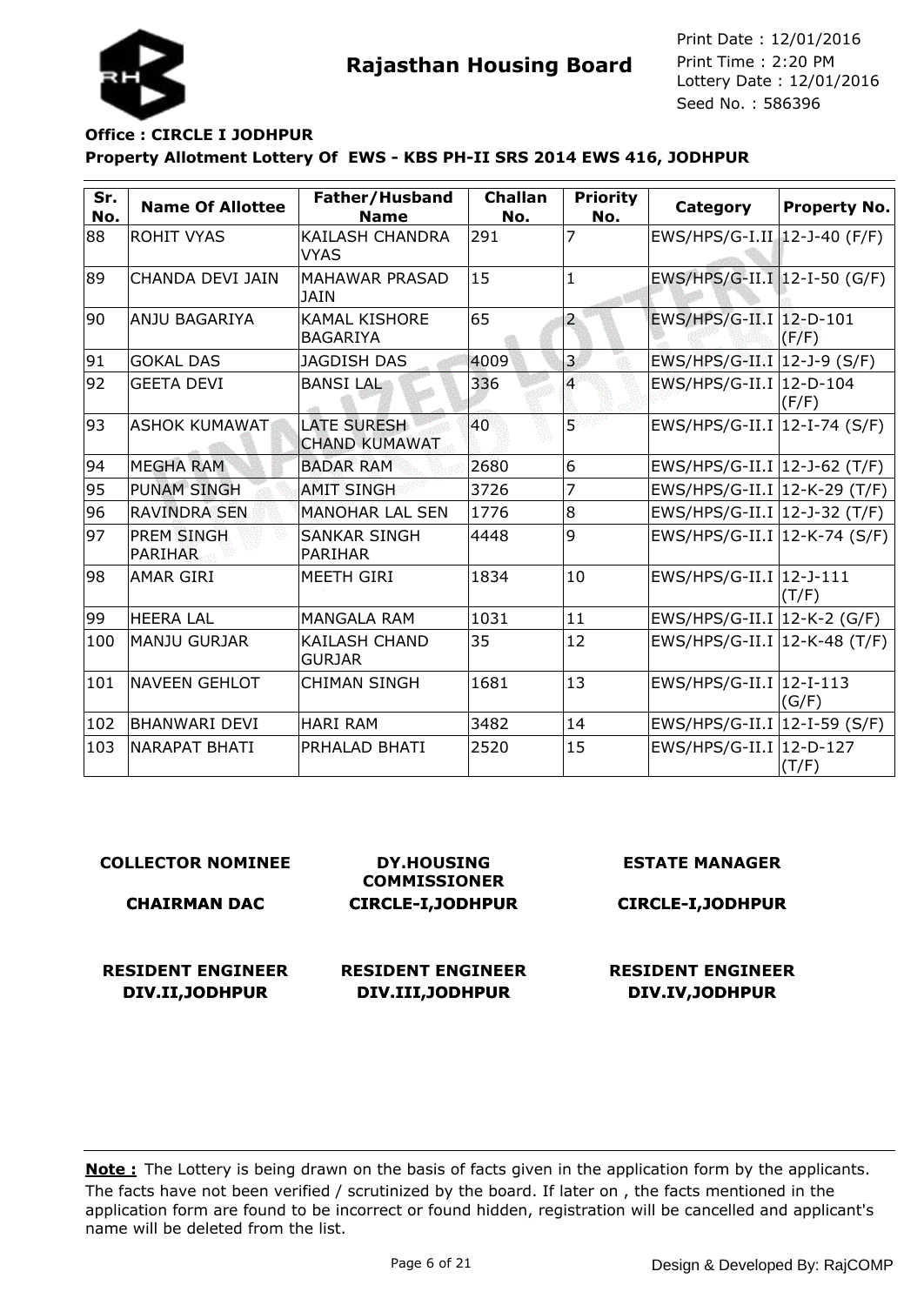# Rajasthan Housing Board

Print Date : 12/01/2016
Print Time : 2:20 PM
Lottery Date : 12/01/2016
Seed No. : 586396

**Office : CIRCLE I JODHPUR**

**Property Allotment Lottery Of EWS - KBS PH-II SRS 2014 EWS 416, JODHPUR**

| Sr. No. | Name Of Allottee | Father/Husband Name | Challan No. | Priority No. | Category | Property No. |
|---|---|---|---|---|---|---|
| 88 | ROHIT VYAS | KAILASH CHANDRA VYAS | 291 | 7 | EWS/HPS/G-I.II | 12-J-40 (F/F) |
| 89 | CHANDA DEVI JAIN | MAHAWAR PRASAD JAIN | 15 | 1 | EWS/HPS/G-II.I | 12-I-50 (G/F) |
| 90 | ANJU BAGARIYA | KAMAL KISHORE BAGARIYA | 65 | 2 | EWS/HPS/G-II.I | 12-D-101 (F/F) |
| 91 | GOKAL DAS | JAGDISH DAS | 4009 | 3 | EWS/HPS/G-II.I | 12-J-9 (S/F) |
| 92 | GEETA DEVI | BANSI LAL | 336 | 4 | EWS/HPS/G-II.I | 12-D-104 (F/F) |
| 93 | ASHOK KUMAWAT | LATE SURESH CHAND KUMAWAT | 40 | 5 | EWS/HPS/G-II.I | 12-I-74 (S/F) |
| 94 | MEGHA RAM | BADAR RAM | 2680 | 6 | EWS/HPS/G-II.I | 12-J-62 (T/F) |
| 95 | PUNAM SINGH | AMIT SINGH | 3726 | 7 | EWS/HPS/G-II.I | 12-K-29 (T/F) |
| 96 | RAVINDRA SEN | MANOHAR LAL SEN | 1776 | 8 | EWS/HPS/G-II.I | 12-J-32 (T/F) |
| 97 | PREM SINGH PARIHAR | SANKAR SINGH PARIHAR | 4448 | 9 | EWS/HPS/G-II.I | 12-K-74 (S/F) |
| 98 | AMAR GIRI | MEETH GIRI | 1834 | 10 | EWS/HPS/G-II.I | 12-J-111 (T/F) |
| 99 | HEERA LAL | MANGALA RAM | 1031 | 11 | EWS/HPS/G-II.I | 12-K-2 (G/F) |
| 100 | MANJU GURJAR | KAILASH CHAND GURJAR | 35 | 12 | EWS/HPS/G-II.I | 12-K-48 (T/F) |
| 101 | NAVEEN GEHLOT | CHIMAN SINGH | 1681 | 13 | EWS/HPS/G-II.I | 12-I-113 (G/F) |
| 102 | BHANWARI DEVI | HARI RAM | 3482 | 14 | EWS/HPS/G-II.I | 12-I-59 (S/F) |
| 103 | NARAPAT BHATI | PRHALAD BHATI | 2520 | 15 | EWS/HPS/G-II.I | 12-D-127 (T/F) |

| | | |
|---|---|---|
| **COLLECTOR NOMINEE** | **DY.HOUSING COMMISSIONER** | **ESTATE MANAGER** |
| **CHAIRMAN DAC** | **CIRCLE-I,JODHPUR** | **CIRCLE-I,JODHPUR** |
| **RESIDENT ENGINEER DIV.II,JODHPUR** | **RESIDENT ENGINEER DIV.III,JODHPUR** | **RESIDENT ENGINEER DIV.IV,JODHPUR** |

**Note :** The Lottery is being drawn on the basis of facts given in the application form by the applicants. The facts have not been verified / scrutinized by the board. If later on , the facts mentioned in the application form are found to be incorrect or found hidden, registration will be cancelled and applicant's name will be deleted from the list.

Design & Developed By: RajCOMP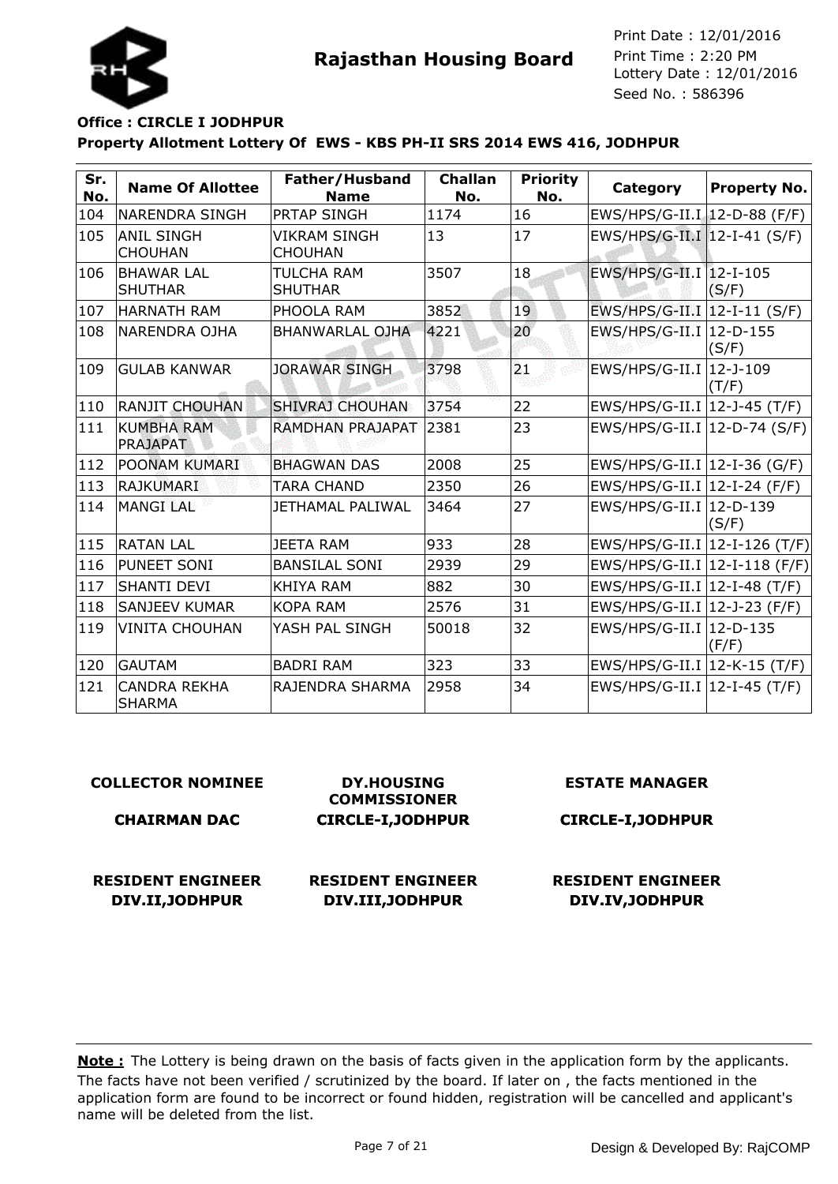# Rajasthan Housing Board

Print Date : 12/01/2016
Print Time : 2:20 PM
Lottery Date : 12/01/2016
Seed No. : 586396

**Office : CIRCLE I JODHPUR**

**Property Allotment Lottery Of EWS - KBS PH-II SRS 2014 EWS 416, JODHPUR**

| Sr. No. | Name Of Allottee | Father/Husband Name | Challan No. | Priority No. | Category | Property No. |
|---|---|---|---|---|---|---|
| 104 | NARENDRA SINGH | PRTAP SINGH | 1174 | 16 | EWS/HPS/G-II.I | 12-D-88 (F/F) |
| 105 | ANIL SINGH CHOUHAN | VIKRAM SINGH CHOUHAN | 13 | 17 | EWS/HPS/G-II.I | 12-I-41 (S/F) |
| 106 | BHAWAR LAL SHUTHAR | TULCHA RAM SHUTHAR | 3507 | 18 | EWS/HPS/G-II.I | 12-I-105 (S/F) |
| 107 | HARNATH RAM | PHOOLA RAM | 3852 | 19 | EWS/HPS/G-II.I | 12-I-11 (S/F) |
| 108 | NARENDRA OJHA | BHANWARLAL OJHA | 4221 | 20 | EWS/HPS/G-II.I | 12-D-155 (S/F) |
| 109 | GULAB KANWAR | JORAWAR SINGH | 3798 | 21 | EWS/HPS/G-II.I | 12-J-109 (T/F) |
| 110 | RANJIT CHOUHAN | SHIVRAJ CHOUHAN | 3754 | 22 | EWS/HPS/G-II.I | 12-J-45 (T/F) |
| 111 | KUMBHA RAM PRAJAPAT | RAMDHAN PRAJAPAT | 2381 | 23 | EWS/HPS/G-II.I | 12-D-74 (S/F) |
| 112 | POONAM KUMARI | BHAGWAN DAS | 2008 | 25 | EWS/HPS/G-II.I | 12-I-36 (G/F) |
| 113 | RAJKUMARI | TARA CHAND | 2350 | 26 | EWS/HPS/G-II.I | 12-I-24 (F/F) |
| 114 | MANGI LAL | JETHAMAL PALIWAL | 3464 | 27 | EWS/HPS/G-II.I | 12-D-139 (S/F) |
| 115 | RATAN LAL | JEETA RAM | 933 | 28 | EWS/HPS/G-II.I | 12-I-126 (T/F) |
| 116 | PUNEET SONI | BANSILAL SONI | 2939 | 29 | EWS/HPS/G-II.I | 12-I-118 (F/F) |
| 117 | SHANTI DEVI | KHIYA RAM | 882 | 30 | EWS/HPS/G-II.I | 12-I-48 (T/F) |
| 118 | SANJEEV KUMAR | KOPA RAM | 2576 | 31 | EWS/HPS/G-II.I | 12-J-23 (F/F) |
| 119 | VINITA CHOUHAN | YASH PAL SINGH | 50018 | 32 | EWS/HPS/G-II.I | 12-D-135 (F/F) |
| 120 | GAUTAM | BADRI RAM | 323 | 33 | EWS/HPS/G-II.I | 12-K-15 (T/F) |
| 121 | CANDRA REKHA SHARMA | RAJENDRA SHARMA | 2958 | 34 | EWS/HPS/G-II.I | 12-I-45 (T/F) |

**COLLECTOR NOMINEE**
**CHAIRMAN DAC**

**DY.HOUSING COMMISSIONER**
**CIRCLE-I,JODHPUR**

**ESTATE MANAGER**
**CIRCLE-I,JODHPUR**

**RESIDENT ENGINEER**
**DIV.II,JODHPUR**

**RESIDENT ENGINEER**
**DIV.III,JODHPUR**

**RESIDENT ENGINEER**
**DIV.IV,JODHPUR**

**Note :** The Lottery is being drawn on the basis of facts given in the application form by the applicants. The facts have not been verified / scrutinized by the board. If later on , the facts mentioned in the application form are found to be incorrect or found hidden, registration will be cancelled and applicant's name will be deleted from the list.

Design & Developed By: RajCOMP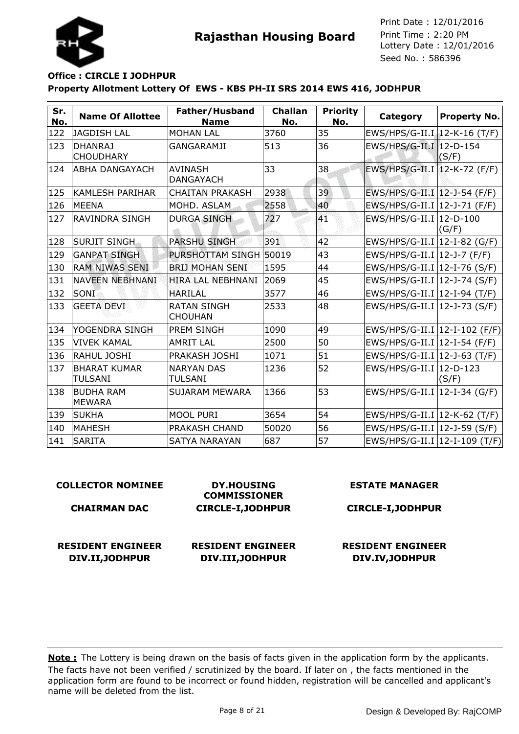**Rajasthan Housing Board**

Print Date : 12/01/2016
Print Time : 2:20 PM
Lottery Date : 12/01/2016
Seed No. : 586396

**Office : CIRCLE I JODHPUR**

**Property Allotment Lottery Of EWS - KBS PH-II SRS 2014 EWS 416, JODHPUR**

| Sr. No. | Name Of Allottee | Father/Husband Name | Challan No. | Priority No. | Category | Property No. |
|---|---|---|---|---|---|---|
| 122 | JAGDISH LAL | MOHAN LAL | 3760 | 35 | EWS/HPS/G-II.I | 12-K-16 (T/F) |
| 123 | DHANRAJ CHOUDHARY | GANGARAMJI | 513 | 36 | EWS/HPS/G-II.I | 12-D-154 (S/F) |
| 124 | ABHA DANGAYACH | AVINASH DANGAYACH | 33 | 38 | EWS/HPS/G-II.I | 12-K-72 (F/F) |
| 125 | KAMLESH PARIHAR | CHAITAN PRAKASH | 2938 | 39 | EWS/HPS/G-II.I | 12-J-54 (F/F) |
| 126 | MEENA | MOHD. ASLAM | 2558 | 40 | EWS/HPS/G-II.I | 12-J-71 (F/F) |
| 127 | RAVINDRA SINGH | DURGA SINGH | 727 | 41 | EWS/HPS/G-II.I | 12-D-100 (G/F) |
| 128 | SURJIT SINGH | PARSHU SINGH | 391 | 42 | EWS/HPS/G-II.I | 12-I-82 (G/F) |
| 129 | GANPAT SINGH | PURSHOTTAM SINGH | 50019 | 43 | EWS/HPS/G-II.I | 12-J-7 (F/F) |
| 130 | RAM NIWAS SENI | BRIJ MOHAN SENI | 1595 | 44 | EWS/HPS/G-II.I | 12-I-76 (S/F) |
| 131 | NAVEEN NEBHNANI | HIRA LAL NEBHNANI | 2069 | 45 | EWS/HPS/G-II.I | 12-J-74 (S/F) |
| 132 | SONI | HARILAL | 3577 | 46 | EWS/HPS/G-II.I | 12-I-94 (T/F) |
| 133 | GEETA DEVI | RATAN SINGH CHOUHAN | 2533 | 48 | EWS/HPS/G-II.I | 12-J-73 (S/F) |
| 134 | YOGENDRA SINGH | PREM SINGH | 1090 | 49 | EWS/HPS/G-II.I | 12-I-102 (F/F) |
| 135 | VIVEK KAMAL | AMRIT LAL | 2500 | 50 | EWS/HPS/G-II.I | 12-I-54 (F/F) |
| 136 | RAHUL JOSHI | PRAKASH JOSHI | 1071 | 51 | EWS/HPS/G-II.I | 12-J-63 (T/F) |
| 137 | BHARAT KUMAR TULSANI | NARYAN DAS TULSANI | 1236 | 52 | EWS/HPS/G-II.I | 12-D-123 (S/F) |
| 138 | BUDHA RAM MEWARA | SUJARAM MEWARA | 1366 | 53 | EWS/HPS/G-II.I | 12-I-34 (G/F) |
| 139 | SUKHA | MOOL PURI | 3654 | 54 | EWS/HPS/G-II.I | 12-K-62 (T/F) |
| 140 | MAHESH | PRAKASH CHAND | 50020 | 56 | EWS/HPS/G-II.I | 12-J-59 (S/F) |
| 141 | SARITA | SATYA NARAYAN | 687 | 57 | EWS/HPS/G-II.I | 12-I-109 (T/F) |

**COLLECTOR NOMINEE**

**CHAIRMAN DAC**

**DY.HOUSING COMMISSIONER**
**CIRCLE-I,JODHPUR**

**ESTATE MANAGER**
**CIRCLE-I,JODHPUR**

**RESIDENT ENGINEER**
**DIV.II,JODHPUR**

**RESIDENT ENGINEER**
**DIV.III,JODHPUR**

**RESIDENT ENGINEER**
**DIV.IV,JODHPUR**

**Note :** The Lottery is being drawn on the basis of facts given in the application form by the applicants. The facts have not been verified / scrutinized by the board. If later on , the facts mentioned in the application form are found to be incorrect or found hidden, registration will be cancelled and applicant's name will be deleted from the list.

Design & Developed By: RajCOMP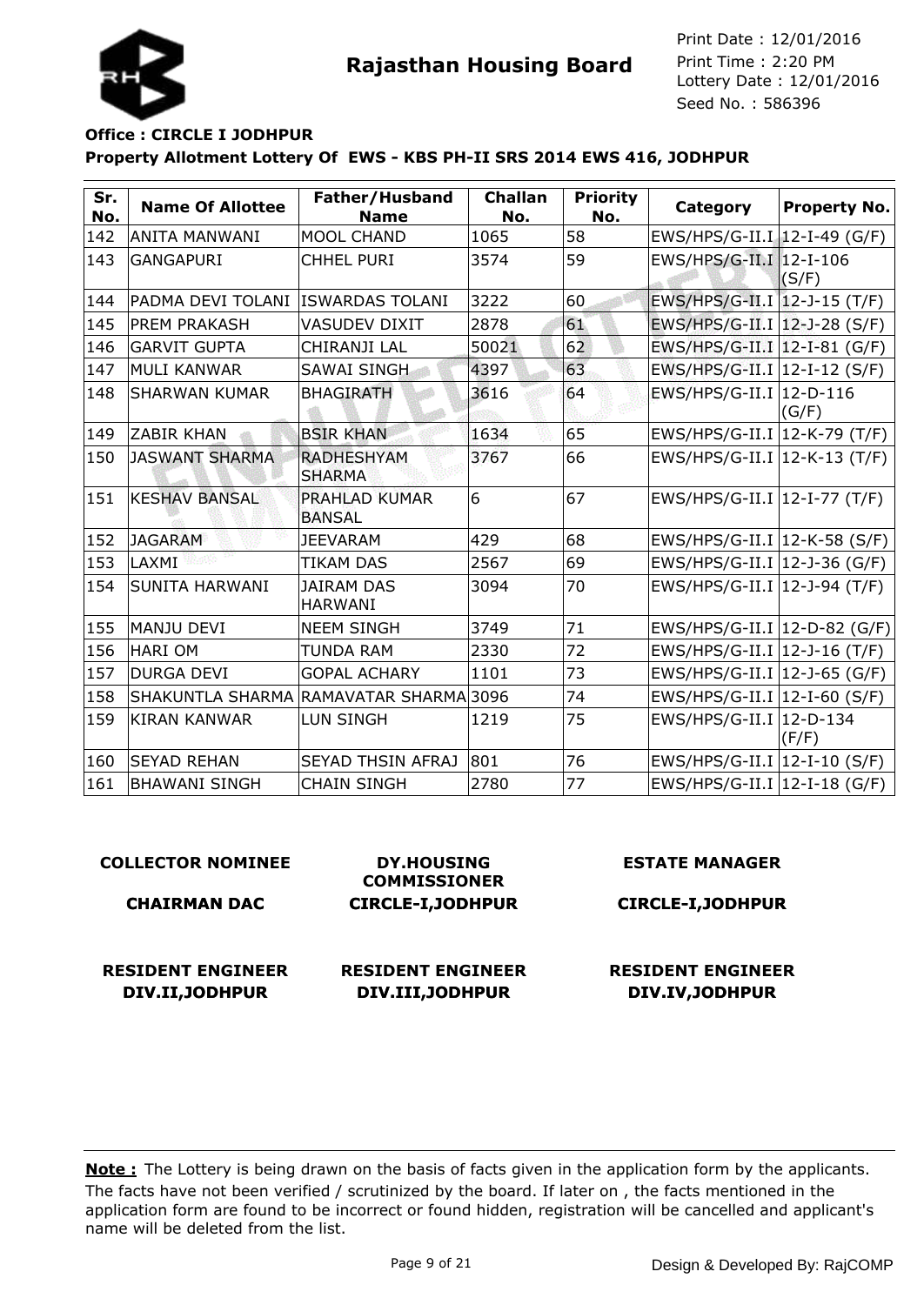**Rajasthan Housing Board**

Print Date : 12/01/2016
Print Time : 2:20 PM
Lottery Date : 12/01/2016
Seed No. : 586396

**Office : CIRCLE I JODHPUR**

**Property Allotment Lottery Of EWS - KBS PH-II SRS 2014 EWS 416, JODHPUR**

| Sr. No. | Name Of Allottee | Father/Husband Name | Challan No. | Priority No. | Category | Property No. |
|---|---|---|---|---|---|---|
| 142 | ANITA MANWANI | MOOL CHAND | 1065 | 58 | EWS/HPS/G-II.I | 12-I-49 (G/F) |
| 143 | GANGAPURI | CHHEL PURI | 3574 | 59 | EWS/HPS/G-II.I | 12-I-106 (S/F) |
| 144 | PADMA DEVI TOLANI | ISWARDAS TOLANI | 3222 | 60 | EWS/HPS/G-II.I | 12-J-15 (T/F) |
| 145 | PREM PRAKASH | VASUDEV DIXIT | 2878 | 61 | EWS/HPS/G-II.I | 12-J-28 (S/F) |
| 146 | GARVIT GUPTA | CHIRANJI LAL | 50021 | 62 | EWS/HPS/G-II.I | 12-I-81 (G/F) |
| 147 | MULI KANWAR | SAWAI SINGH | 4397 | 63 | EWS/HPS/G-II.I | 12-I-12 (S/F) |
| 148 | SHARWAN KUMAR | BHAGIRATH | 3616 | 64 | EWS/HPS/G-II.I | 12-D-116 (G/F) |
| 149 | ZABIR KHAN | BSIR KHAN | 1634 | 65 | EWS/HPS/G-II.I | 12-K-79 (T/F) |
| 150 | JASWANT SHARMA | RADHESHYAM SHARMA | 3767 | 66 | EWS/HPS/G-II.I | 12-K-13 (T/F) |
| 151 | KESHAV BANSAL | PRAHLAD KUMAR BANSAL | 6 | 67 | EWS/HPS/G-II.I | 12-I-77 (T/F) |
| 152 | JAGARAM | JEEVARAM | 429 | 68 | EWS/HPS/G-II.I | 12-K-58 (S/F) |
| 153 | LAXMI | TIKAM DAS | 2567 | 69 | EWS/HPS/G-II.I | 12-J-36 (G/F) |
| 154 | SUNITA HARWANI | JAIRAM DAS HARWANI | 3094 | 70 | EWS/HPS/G-II.I | 12-J-94 (T/F) |
| 155 | MANJU DEVI | NEEM SINGH | 3749 | 71 | EWS/HPS/G-II.I | 12-D-82 (G/F) |
| 156 | HARI OM | TUNDA RAM | 2330 | 72 | EWS/HPS/G-II.I | 12-J-16 (T/F) |
| 157 | DURGA DEVI | GOPAL ACHARY | 1101 | 73 | EWS/HPS/G-II.I | 12-J-65 (G/F) |
| 158 | SHAKUNTLA SHARMA | RAMAVATAR SHARMA | 3096 | 74 | EWS/HPS/G-II.I | 12-I-60 (S/F) |
| 159 | KIRAN KANWAR | LUN SINGH | 1219 | 75 | EWS/HPS/G-II.I | 12-D-134 (F/F) |
| 160 | SEYAD REHAN | SEYAD THSIN AFRAJ | 801 | 76 | EWS/HPS/G-II.I | 12-I-10 (S/F) |
| 161 | BHAWANI SINGH | CHAIN SINGH | 2780 | 77 | EWS/HPS/G-II.I | 12-I-18 (G/F) |

**COLLECTOR NOMINEE**
**CHAIRMAN DAC**

**DY.HOUSING COMMISSIONER**
**CIRCLE-I,JODHPUR**

**ESTATE MANAGER**
**CIRCLE-I,JODHPUR**

**RESIDENT ENGINEER**
**DIV.II,JODHPUR**

**RESIDENT ENGINEER**
**DIV.III,JODHPUR**

**RESIDENT ENGINEER**
**DIV.IV,JODHPUR**

**Note :** The Lottery is being drawn on the basis of facts given in the application form by the applicants. The facts have not been verified / scrutinized by the board. If later on , the facts mentioned in the application form are found to be incorrect or found hidden, registration will be cancelled and applicant's name will be deleted from the list.

Design & Developed By: RajCOMP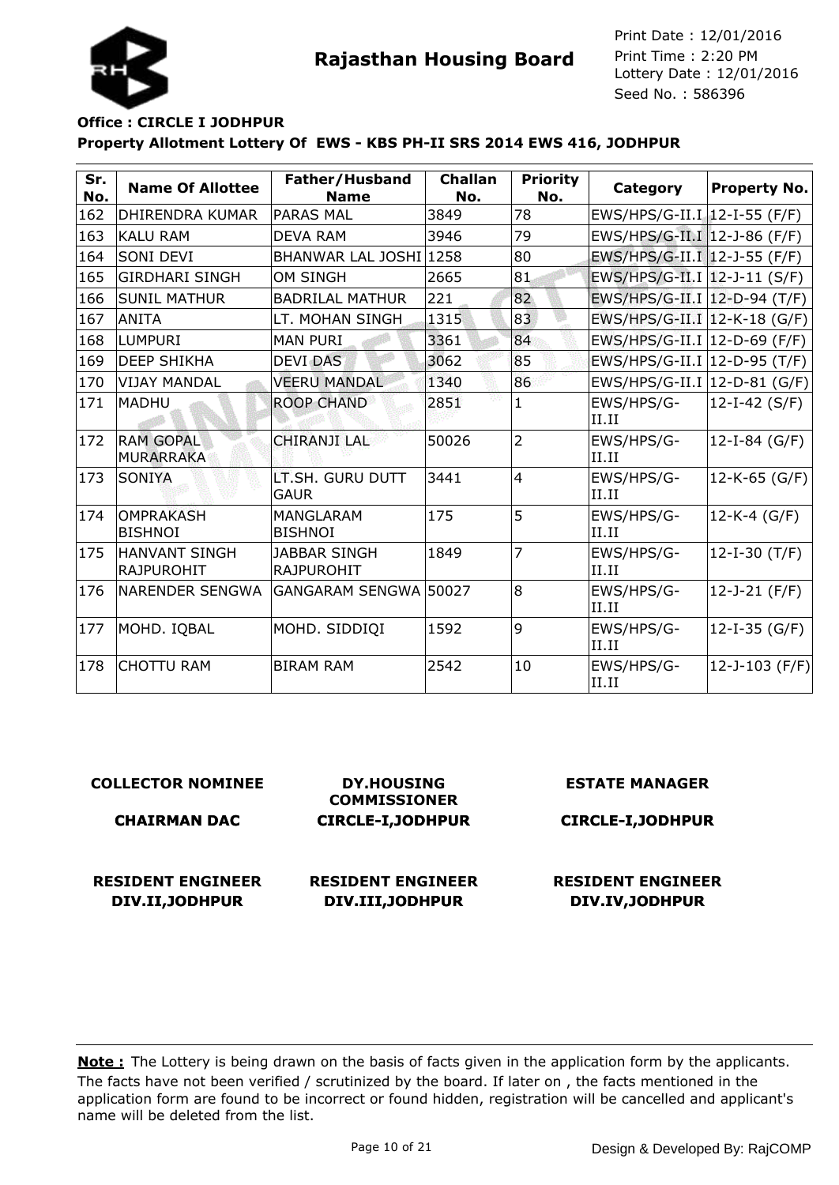Rajasthan Housing Board

Print Date : 12/01/2016
Print Time : 2:20 PM
Lottery Date : 12/01/2016
Seed No. : 586396

**Office : CIRCLE I JODHPUR**

**Property Allotment Lottery Of EWS - KBS PH-II SRS 2014 EWS 416, JODHPUR**

| Sr. No. | Name Of Allottee | Father/Husband Name | Challan No. | Priority No. | Category | Property No. |
|---|---|---|---|---|---|---|
| 162 | DHIRENDRA KUMAR | PARAS MAL | 3849 | 78 | EWS/HPS/G-II.I | 12-I-55 (F/F) |
| 163 | KALU RAM | DEVA RAM | 3946 | 79 | EWS/HPS/G-II.I | 12-J-86 (F/F) |
| 164 | SONI DEVI | BHANWAR LAL JOSHI | 1258 | 80 | EWS/HPS/G-II.I | 12-J-55 (F/F) |
| 165 | GIRDHARI SINGH | OM SINGH | 2665 | 81 | EWS/HPS/G-II.I | 12-J-11 (S/F) |
| 166 | SUNIL MATHUR | BADRILAL MATHUR | 221 | 82 | EWS/HPS/G-II.I | 12-D-94 (T/F) |
| 167 | ANITA | LT. MOHAN SINGH | 1315 | 83 | EWS/HPS/G-II.I | 12-K-18 (G/F) |
| 168 | LUMPURI | MAN PURI | 3361 | 84 | EWS/HPS/G-II.I | 12-D-69 (F/F) |
| 169 | DEEP SHIKHA | DEVI DAS | 3062 | 85 | EWS/HPS/G-II.I | 12-D-95 (T/F) |
| 170 | VIJAY MANDAL | VEERU MANDAL | 1340 | 86 | EWS/HPS/G-II.I | 12-D-81 (G/F) |
| 171 | MADHU | ROOP CHAND | 2851 | 1 | EWS/HPS/G-II.II | 12-I-42 (S/F) |
| 172 | RAM GOPAL MURARRAKA | CHIRANJI LAL | 50026 | 2 | EWS/HPS/G-II.II | 12-I-84 (G/F) |
| 173 | SONIYA | LT.SH. GURU DUTT GAUR | 3441 | 4 | EWS/HPS/G-II.II | 12-K-65 (G/F) |
| 174 | OMPRAKASH BISHNOI | MANGLARAM BISHNOI | 175 | 5 | EWS/HPS/G-II.II | 12-K-4 (G/F) |
| 175 | HANVANT SINGH RAJPUROHIT | JABBAR SINGH RAJPUROHIT | 1849 | 7 | EWS/HPS/G-II.II | 12-I-30 (T/F) |
| 176 | NARENDER SENGWA | GANGARAM SENGWA | 50027 | 8 | EWS/HPS/G-II.II | 12-J-21 (F/F) |
| 177 | MOHD. IQBAL | MOHD. SIDDIQI | 1592 | 9 | EWS/HPS/G-II.II | 12-I-35 (G/F) |
| 178 | CHOTTU RAM | BIRAM RAM | 2542 | 10 | EWS/HPS/G-II.II | 12-J-103 (F/F) |

**COLLECTOR NOMINEE**

**CHAIRMAN DAC**

**DY.HOUSING COMMISSIONER**
**CIRCLE-I,JODHPUR**

**ESTATE MANAGER**

**CIRCLE-I,JODHPUR**

**RESIDENT ENGINEER**
**DIV.II,JODHPUR**

**RESIDENT ENGINEER**
**DIV.III,JODHPUR**

**RESIDENT ENGINEER**
**DIV.IV,JODHPUR**

**Note :** The Lottery is being drawn on the basis of facts given in the application form by the applicants. The facts have not been verified / scrutinized by the board. If later on , the facts mentioned in the application form are found to be incorrect or found hidden, registration will be cancelled and applicant's name will be deleted from the list.

Design & Developed By: RajCOMP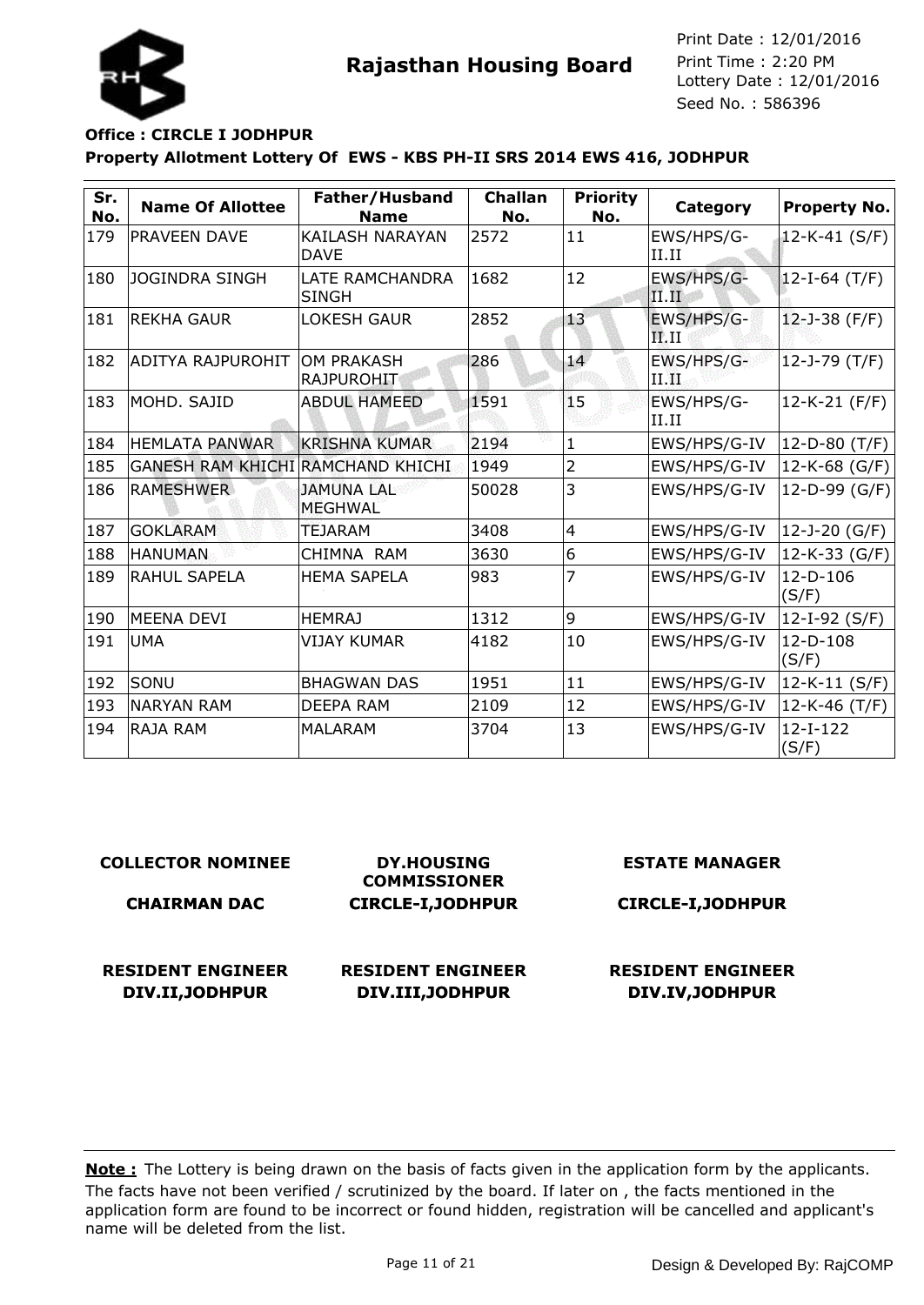**Rajasthan Housing Board**

Print Date : 12/01/2016
Print Time : 2:20 PM
Lottery Date : 12/01/2016
Seed No. : 586396

**Office : CIRCLE I JODHPUR**

**Property Allotment Lottery Of EWS - KBS PH-II SRS 2014 EWS 416, JODHPUR**

| Sr. No. | Name Of Allottee | Father/Husband Name | Challan No. | Priority No. | Category | Property No. |
|---|---|---|---|---|---|---|
| 179 | PRAVEEN DAVE | KAILASH NARAYAN DAVE | 2572 | 11 | EWS/HPS/G-II.II | 12-K-41 (S/F) |
| 180 | JOGINDRA SINGH | LATE RAMCHANDRA SINGH | 1682 | 12 | EWS/HPS/G-II.II | 12-I-64 (T/F) |
| 181 | REKHA GAUR | LOKESH GAUR | 2852 | 13 | EWS/HPS/G-II.II | 12-J-38 (F/F) |
| 182 | ADITYA RAJPUROHIT | OM PRAKASH RAJPUROHIT | 286 | 14 | EWS/HPS/G-II.II | 12-J-79 (T/F) |
| 183 | MOHD. SAJID | ABDUL HAMEED | 1591 | 15 | EWS/HPS/G-II.II | 12-K-21 (F/F) |
| 184 | HEMLATA PANWAR | KRISHNA KUMAR | 2194 | 1 | EWS/HPS/G-IV | 12-D-80 (T/F) |
| 185 | GANESH RAM KHICHI | RAMCHAND KHICHI | 1949 | 2 | EWS/HPS/G-IV | 12-K-68 (G/F) |
| 186 | RAMESHWER | JAMUNA LAL MEGHWAL | 50028 | 3 | EWS/HPS/G-IV | 12-D-99 (G/F) |
| 187 | GOKLARAM | TEJARAM | 3408 | 4 | EWS/HPS/G-IV | 12-J-20 (G/F) |
| 188 | HANUMAN | CHIMNA RAM | 3630 | 6 | EWS/HPS/G-IV | 12-K-33 (G/F) |
| 189 | RAHUL SAPELA | HEMA SAPELA | 983 | 7 | EWS/HPS/G-IV | 12-D-106 (S/F) |
| 190 | MEENA DEVI | HEMRAJ | 1312 | 9 | EWS/HPS/G-IV | 12-I-92 (S/F) |
| 191 | UMA | VIJAY KUMAR | 4182 | 10 | EWS/HPS/G-IV | 12-D-108 (S/F) |
| 192 | SONU | BHAGWAN DAS | 1951 | 11 | EWS/HPS/G-IV | 12-K-11 (S/F) |
| 193 | NARYAN RAM | DEEPA RAM | 2109 | 12 | EWS/HPS/G-IV | 12-K-46 (T/F) |
| 194 | RAJA RAM | MALARAM | 3704 | 13 | EWS/HPS/G-IV | 12-I-122 (S/F) |

**COLLECTOR NOMINEE**
**CHAIRMAN DAC**

**DY.HOUSING COMMISSIONER**
**CIRCLE-I,JODHPUR**

**ESTATE MANAGER**
**CIRCLE-I,JODHPUR**

**RESIDENT ENGINEER**
**DIV.II,JODHPUR**

**RESIDENT ENGINEER**
**DIV.III,JODHPUR**

**RESIDENT ENGINEER**
**DIV.IV,JODHPUR**

**Note :** The Lottery is being drawn on the basis of facts given in the application form by the applicants. The facts have not been verified / scrutinized by the board. If later on , the facts mentioned in the application form are found to be incorrect or found hidden, registration will be cancelled and applicant's name will be deleted from the list.

Design & Developed By: RajCOMP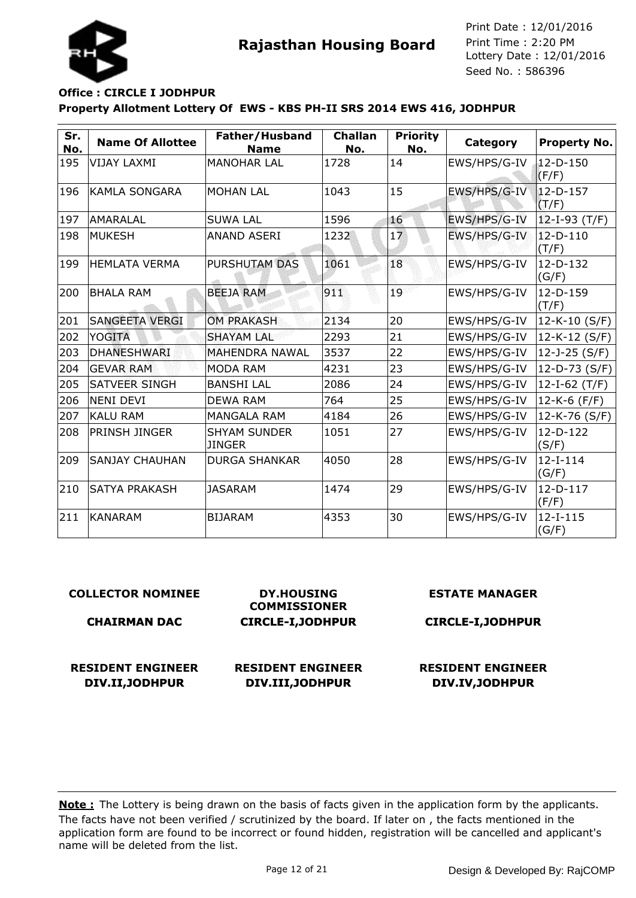**Rajasthan Housing Board**

Print Date : 12/01/2016
Print Time : 2:20 PM
Lottery Date : 12/01/2016
Seed No. : 586396

**Office : CIRCLE I JODHPUR**

**Property Allotment Lottery Of EWS - KBS PH-II SRS 2014 EWS 416, JODHPUR**

| Sr. No. | Name Of Allottee | Father/Husband Name | Challan No. | Priority No. | Category | Property No. |
|---|---|---|---|---|---|---|
| 195 | VIJAY LAXMI | MANOHAR LAL | 1728 | 14 | EWS/HPS/G-IV | 12-D-150 (F/F) |
| 196 | KAMLA SONGARA | MOHAN LAL | 1043 | 15 | EWS/HPS/G-IV | 12-D-157 (T/F) |
| 197 | AMARALAL | SUWA LAL | 1596 | 16 | EWS/HPS/G-IV | 12-I-93 (T/F) |
| 198 | MUKESH | ANAND ASERI | 1232 | 17 | EWS/HPS/G-IV | 12-D-110 (T/F) |
| 199 | HEMLATA VERMA | PURSHUTAM DAS | 1061 | 18 | EWS/HPS/G-IV | 12-D-132 (G/F) |
| 200 | BHALA RAM | BEEJA RAM | 911 | 19 | EWS/HPS/G-IV | 12-D-159 (T/F) |
| 201 | SANGEETA VERGI | OM PRAKASH | 2134 | 20 | EWS/HPS/G-IV | 12-K-10 (S/F) |
| 202 | YOGITA | SHAYAM LAL | 2293 | 21 | EWS/HPS/G-IV | 12-K-12 (S/F) |
| 203 | DHANESHWARI | MAHENDRA NAWAL | 3537 | 22 | EWS/HPS/G-IV | 12-J-25 (S/F) |
| 204 | GEVAR RAM | MODA RAM | 4231 | 23 | EWS/HPS/G-IV | 12-D-73 (S/F) |
| 205 | SATVEER SINGH | BANSHI LAL | 2086 | 24 | EWS/HPS/G-IV | 12-I-62 (T/F) |
| 206 | NENI DEVI | DEWA RAM | 764 | 25 | EWS/HPS/G-IV | 12-K-6 (F/F) |
| 207 | KALU RAM | MANGALA RAM | 4184 | 26 | EWS/HPS/G-IV | 12-K-76 (S/F) |
| 208 | PRINSH JINGER | SHYAM SUNDER JINGER | 1051 | 27 | EWS/HPS/G-IV | 12-D-122 (S/F) |
| 209 | SANJAY CHAUHAN | DURGA SHANKAR | 4050 | 28 | EWS/HPS/G-IV | 12-I-114 (G/F) |
| 210 | SATYA PRAKASH | JASARAM | 1474 | 29 | EWS/HPS/G-IV | 12-D-117 (F/F) |
| 211 | KANARAM | BIJARAM | 4353 | 30 | EWS/HPS/G-IV | 12-I-115 (G/F) |

| COLLECTOR NOMINEE | DY.HOUSING COMMISSIONER | ESTATE MANAGER |
|---|---|---|
| CHAIRMAN DAC | CIRCLE-I,JODHPUR | CIRCLE-I,JODHPUR |
| RESIDENT ENGINEER DIV.II,JODHPUR | RESIDENT ENGINEER DIV.III,JODHPUR | RESIDENT ENGINEER DIV.IV,JODHPUR |

**Note :** The Lottery is being drawn on the basis of facts given in the application form by the applicants. The facts have not been verified / scrutinized by the board. If later on , the facts mentioned in the application form are found to be incorrect or found hidden, registration will be cancelled and applicant's name will be deleted from the list.

Design & Developed By: RajCOMP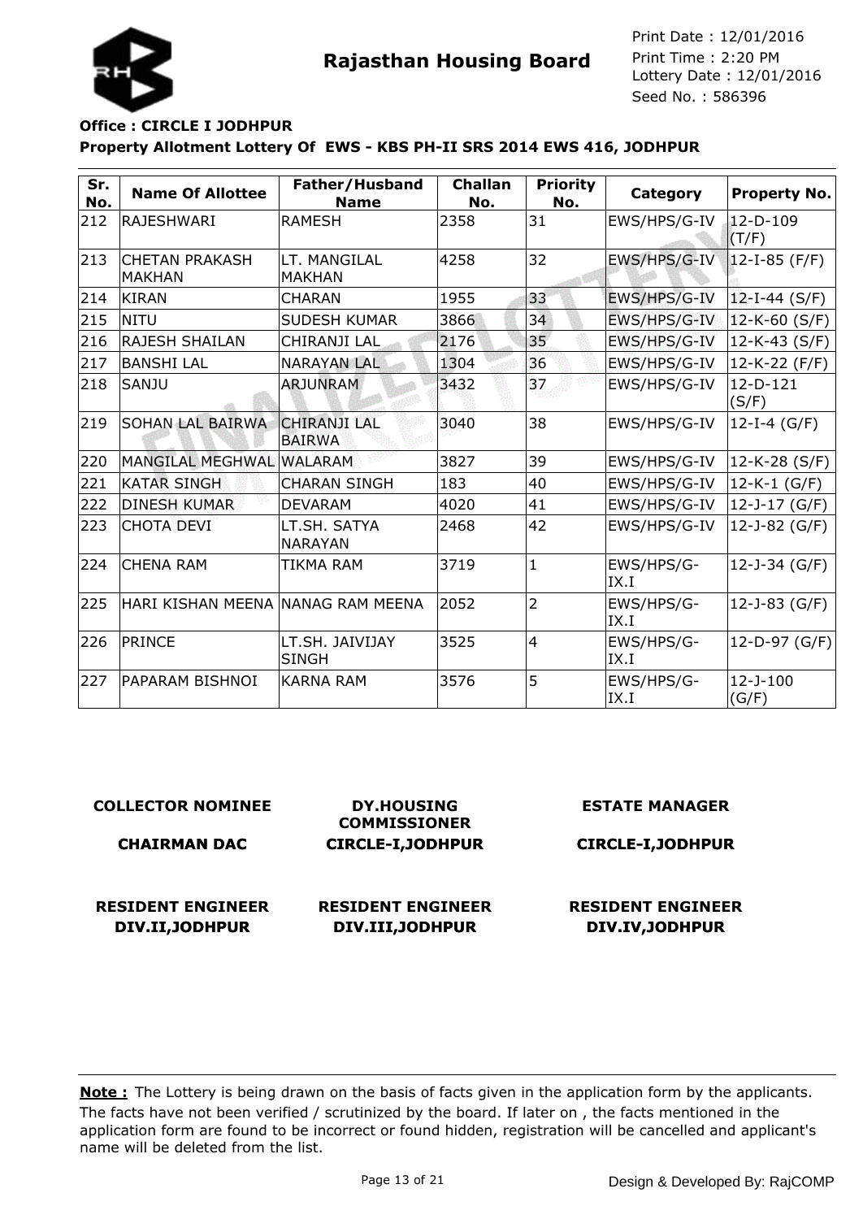# Rajasthan Housing Board

Print Date : 12/01/2016
Print Time : 2:20 PM
Lottery Date : 12/01/2016
Seed No. : 586396

**Office : CIRCLE I JODHPUR**

**Property Allotment Lottery Of EWS - KBS PH-II SRS 2014 EWS 416, JODHPUR**

| Sr. No. | Name Of Allottee | Father/Husband Name | Challan No. | Priority No. | Category | Property No. |
|---|---|---|---|---|---|---|
| 212 | RAJESHWARI | RAMESH | 2358 | 31 | EWS/HPS/G-IV | 12-D-109 (T/F) |
| 213 | CHETAN PRAKASH MAKHAN | LT. MANGILAL MAKHAN | 4258 | 32 | EWS/HPS/G-IV | 12-I-85 (F/F) |
| 214 | KIRAN | CHARAN | 1955 | 33 | EWS/HPS/G-IV | 12-I-44 (S/F) |
| 215 | NITU | SUDESH KUMAR | 3866 | 34 | EWS/HPS/G-IV | 12-K-60 (S/F) |
| 216 | RAJESH SHAILAN | CHIRANJI LAL | 2176 | 35 | EWS/HPS/G-IV | 12-K-43 (S/F) |
| 217 | BANSHI LAL | NARAYAN LAL | 1304 | 36 | EWS/HPS/G-IV | 12-K-22 (F/F) |
| 218 | SANJU | ARJUNRAM | 3432 | 37 | EWS/HPS/G-IV | 12-D-121 (S/F) |
| 219 | SOHAN LAL BAIRWA | CHIRANJI LAL BAIRWA | 3040 | 38 | EWS/HPS/G-IV | 12-I-4 (G/F) |
| 220 | MANGILAL MEGHWAL | WALARAM | 3827 | 39 | EWS/HPS/G-IV | 12-K-28 (S/F) |
| 221 | KATAR SINGH | CHARAN SINGH | 183 | 40 | EWS/HPS/G-IV | 12-K-1 (G/F) |
| 222 | DINESH KUMAR | DEVARAM | 4020 | 41 | EWS/HPS/G-IV | 12-J-17 (G/F) |
| 223 | CHOTA DEVI | LT.SH. SATYA NARAYAN | 2468 | 42 | EWS/HPS/G-IV | 12-J-82 (G/F) |
| 224 | CHENA RAM | TIKMA RAM | 3719 | 1 | EWS/HPS/G-IX.I | 12-J-34 (G/F) |
| 225 | HARI KISHAN MEENA | NANAG RAM MEENA | 2052 | 2 | EWS/HPS/G-IX.I | 12-J-83 (G/F) |
| 226 | PRINCE | LT.SH. JAIVIJAY SINGH | 3525 | 4 | EWS/HPS/G-IX.I | 12-D-97 (G/F) |
| 227 | PAPARAM BISHNOI | KARNA RAM | 3576 | 5 | EWS/HPS/G-IX.I | 12-J-100 (G/F) |

**COLLECTOR NOMINEE**

**CHAIRMAN DAC**

**DY.HOUSING COMMISSIONER**
**CIRCLE-I,JODHPUR**

**ESTATE MANAGER**

**CIRCLE-I,JODHPUR**

**RESIDENT ENGINEER**
**DIV.II,JODHPUR**

**RESIDENT ENGINEER**
**DIV.III,JODHPUR**

**RESIDENT ENGINEER**
**DIV.IV,JODHPUR**

**Note :** The Lottery is being drawn on the basis of facts given in the application form by the applicants. The facts have not been verified / scrutinized by the board. If later on , the facts mentioned in the application form are found to be incorrect or found hidden, registration will be cancelled and applicant's name will be deleted from the list.

Design & Developed By: RajCOMP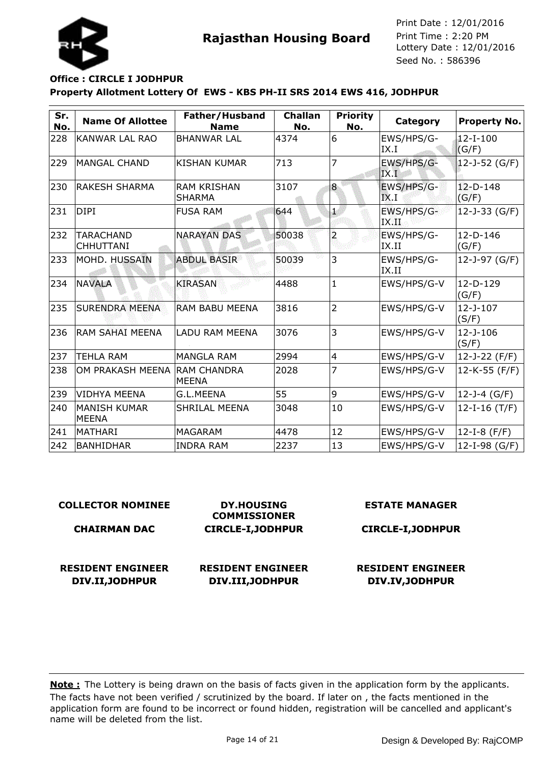**Rajasthan Housing Board**

Print Date : 12/01/2016
Print Time : 2:20 PM
Lottery Date : 12/01/2016
Seed No. : 586396

**Office : CIRCLE I JODHPUR**

**Property Allotment Lottery Of EWS - KBS PH-II SRS 2014 EWS 416, JODHPUR**

| Sr. No. | Name Of Allottee | Father/Husband Name | Challan No. | Priority No. | Category | Property No. |
|---|---|---|---|---|---|---|
| 228 | KANWAR LAL RAO | BHANWAR LAL | 4374 | 6 | EWS/HPS/G-IX.I | 12-I-100 (G/F) |
| 229 | MANGAL CHAND | KISHAN KUMAR | 713 | 7 | EWS/HPS/G-IX.I | 12-J-52 (G/F) |
| 230 | RAKESH SHARMA | RAM KRISHAN SHARMA | 3107 | 8 | EWS/HPS/G-IX.I | 12-D-148 (G/F) |
| 231 | DIPI | FUSA RAM | 644 | 1 | EWS/HPS/G-IX.II | 12-J-33 (G/F) |
| 232 | TARACHAND CHHUTTANI | NARAYAN DAS | 50038 | 2 | EWS/HPS/G-IX.II | 12-D-146 (G/F) |
| 233 | MOHD. HUSSAIN | ABDUL BASIR | 50039 | 3 | EWS/HPS/G-IX.II | 12-J-97 (G/F) |
| 234 | NAVALA | KIRASAN | 4488 | 1 | EWS/HPS/G-V | 12-D-129 (G/F) |
| 235 | SURENDRA MEENA | RAM BABU MEENA | 3816 | 2 | EWS/HPS/G-V | 12-J-107 (S/F) |
| 236 | RAM SAHAI MEENA | LADU RAM MEENA | 3076 | 3 | EWS/HPS/G-V | 12-J-106 (S/F) |
| 237 | TEHLA RAM | MANGLA RAM | 2994 | 4 | EWS/HPS/G-V | 12-J-22 (F/F) |
| 238 | OM PRAKASH MEENA | RAM CHANDRA MEENA | 2028 | 7 | EWS/HPS/G-V | 12-K-55 (F/F) |
| 239 | VIDHYA MEENA | G.L.MEENA | 55 | 9 | EWS/HPS/G-V | 12-J-4 (G/F) |
| 240 | MANISH KUMAR MEENA | SHRILAL MEENA | 3048 | 10 | EWS/HPS/G-V | 12-I-16 (T/F) |
| 241 | MATHARI | MAGARAM | 4478 | 12 | EWS/HPS/G-V | 12-I-8 (F/F) |
| 242 | BANHIDHAR | INDRA RAM | 2237 | 13 | EWS/HPS/G-V | 12-I-98 (G/F) |

**COLLECTOR NOMINEE**
**CHAIRMAN DAC**

**DY.HOUSING COMMISSIONER**
**CIRCLE-I,JODHPUR**

**ESTATE MANAGER**
**CIRCLE-I,JODHPUR**

**RESIDENT ENGINEER**
**DIV.II,JODHPUR**

**RESIDENT ENGINEER**
**DIV.III,JODHPUR**

**RESIDENT ENGINEER**
**DIV.IV,JODHPUR**

**Note :** The Lottery is being drawn on the basis of facts given in the application form by the applicants. The facts have not been verified / scrutinized by the board. If later on , the facts mentioned in the application form are found to be incorrect or found hidden, registration will be cancelled and applicant's name will be deleted from the list.

Design & Developed By: RajCOMP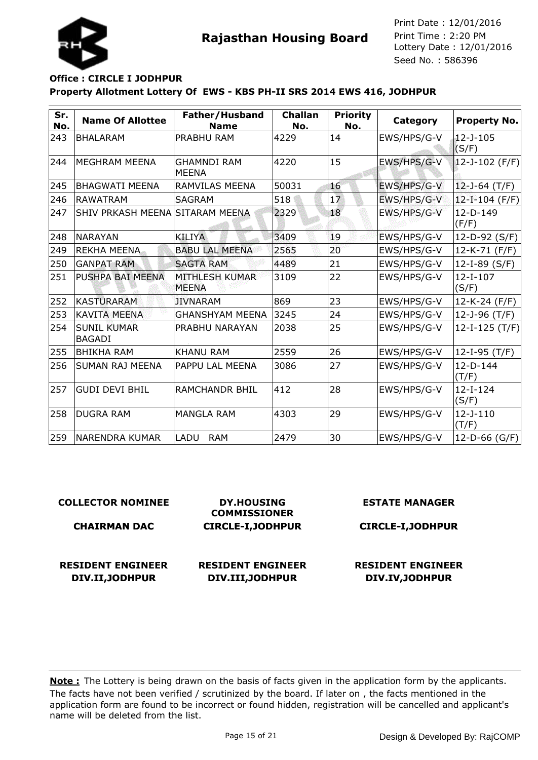**Rajasthan Housing Board**

Print Date : 12/01/2016
Print Time : 2:20 PM
Lottery Date : 12/01/2016
Seed No. : 586396

**Office : CIRCLE I JODHPUR**

**Property Allotment Lottery Of EWS - KBS PH-II SRS 2014 EWS 416, JODHPUR**

| Sr. No. | Name Of Allottee | Father/Husband Name | Challan No. | Priority No. | Category | Property No. |
|---|---|---|---|---|---|---|
| 243 | BHALARAM | PRABHU RAM | 4229 | 14 | EWS/HPS/G-V | 12-J-105 (S/F) |
| 244 | MEGHRAM MEENA | GHAMNDI RAM MEENA | 4220 | 15 | EWS/HPS/G-V | 12-J-102 (F/F) |
| 245 | BHAGWATI MEENA | RAMVILAS MEENA | 50031 | 16 | EWS/HPS/G-V | 12-J-64 (T/F) |
| 246 | RAWATRAM | SAGRAM | 518 | 17 | EWS/HPS/G-V | 12-I-104 (F/F) |
| 247 | SHIV PRKASH MEENA | SITARAM MEENA | 2329 | 18 | EWS/HPS/G-V | 12-D-149 (F/F) |
| 248 | NARAYAN | KILIYA | 3409 | 19 | EWS/HPS/G-V | 12-D-92 (S/F) |
| 249 | REKHA MEENA | BABU LAL MEENA | 2565 | 20 | EWS/HPS/G-V | 12-K-71 (F/F) |
| 250 | GANPAT RAM | SAGTA RAM | 4489 | 21 | EWS/HPS/G-V | 12-I-89 (S/F) |
| 251 | PUSHPA BAI MEENA | MITHLESH KUMAR MEENA | 3109 | 22 | EWS/HPS/G-V | 12-I-107 (S/F) |
| 252 | KASTURARAM | JIVNARAM | 869 | 23 | EWS/HPS/G-V | 12-K-24 (F/F) |
| 253 | KAVITA MEENA | GHANSHYAM MEENA | 3245 | 24 | EWS/HPS/G-V | 12-J-96 (T/F) |
| 254 | SUNIL KUMAR BAGADI | PRABHU NARAYAN | 2038 | 25 | EWS/HPS/G-V | 12-I-125 (T/F) |
| 255 | BHIKHA RAM | KHANU RAM | 2559 | 26 | EWS/HPS/G-V | 12-I-95 (T/F) |
| 256 | SUMAN RAJ MEENA | PAPPU LAL MEENA | 3086 | 27 | EWS/HPS/G-V | 12-D-144 (T/F) |
| 257 | GUDI DEVI BHIL | RAMCHANDR BHIL | 412 | 28 | EWS/HPS/G-V | 12-I-124 (S/F) |
| 258 | DUGRA RAM | MANGLA RAM | 4303 | 29 | EWS/HPS/G-V | 12-J-110 (T/F) |
| 259 | NARENDRA KUMAR | LADU RAM | 2479 | 30 | EWS/HPS/G-V | 12-D-66 (G/F) |

| COLLECTOR NOMINEE | DY.HOUSING COMMISSIONER | ESTATE MANAGER |
|---|---|---|
| CHAIRMAN DAC | CIRCLE-I,JODHPUR | CIRCLE-I,JODHPUR |
| RESIDENT ENGINEER DIV.II,JODHPUR | RESIDENT ENGINEER DIV.III,JODHPUR | RESIDENT ENGINEER DIV.IV,JODHPUR |

**Note :** The Lottery is being drawn on the basis of facts given in the application form by the applicants. The facts have not been verified / scrutinized by the board. If later on , the facts mentioned in the application form are found to be incorrect or found hidden, registration will be cancelled and applicant's name will be deleted from the list.

Design & Developed By: RajCOMP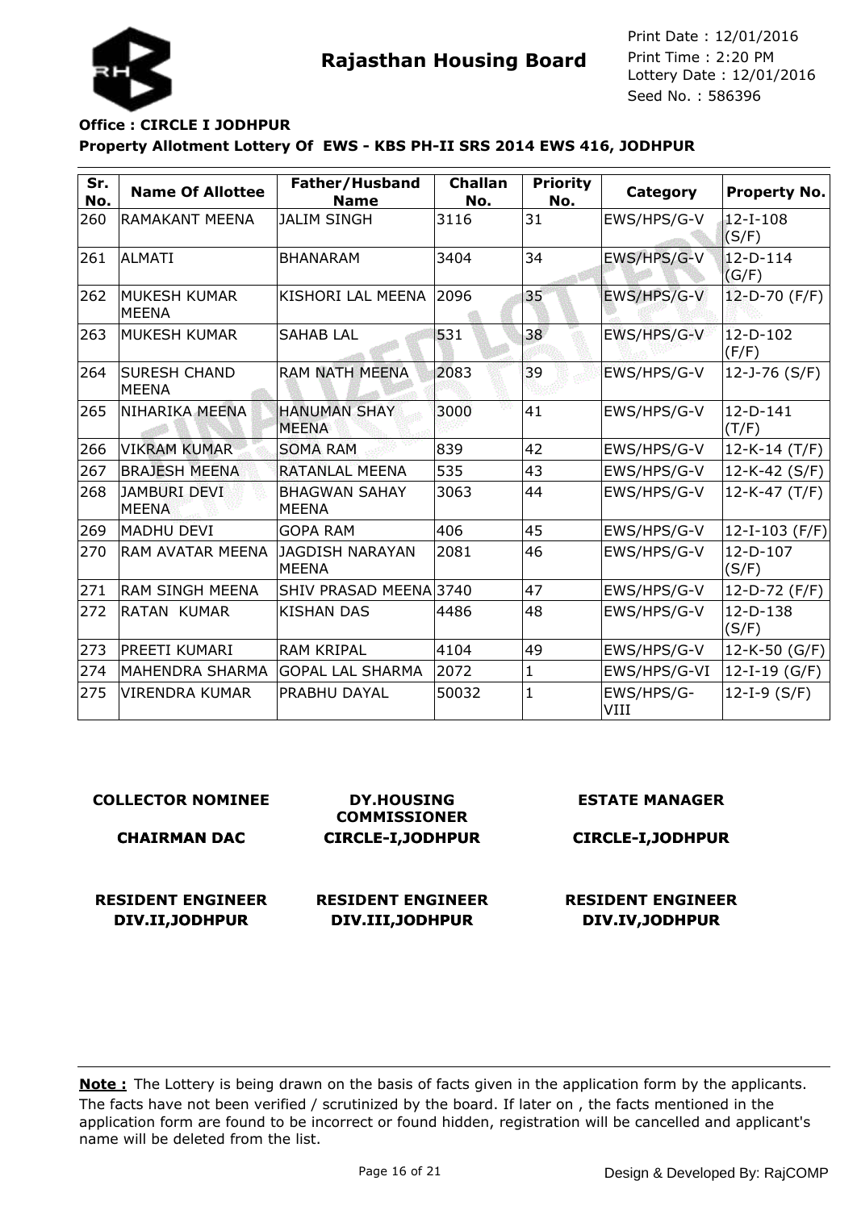**Rajasthan Housing Board**

Print Date : 12/01/2016
Print Time : 2:20 PM
Lottery Date : 12/01/2016
Seed No. : 586396

**Office : CIRCLE I JODHPUR**

**Property Allotment Lottery Of EWS - KBS PH-II SRS 2014 EWS 416, JODHPUR**

| Sr. No. | Name Of Allottee | Father/Husband Name | Challan No. | Priority No. | Category | Property No. |
|---|---|---|---|---|---|---|
| 260 | RAMAKANT MEENA | JALIM SINGH | 3116 | 31 | EWS/HPS/G-V | 12-I-108 (S/F) |
| 261 | ALMATI | BHANARAM | 3404 | 34 | EWS/HPS/G-V | 12-D-114 (G/F) |
| 262 | MUKESH KUMAR MEENA | KISHORI LAL MEENA | 2096 | 35 | EWS/HPS/G-V | 12-D-70 (F/F) |
| 263 | MUKESH KUMAR | SAHAB LAL | 531 | 38 | EWS/HPS/G-V | 12-D-102 (F/F) |
| 264 | SURESH CHAND MEENA | RAM NATH MEENA | 2083 | 39 | EWS/HPS/G-V | 12-J-76 (S/F) |
| 265 | NIHARIKA MEENA | HANUMAN SHAY MEENA | 3000 | 41 | EWS/HPS/G-V | 12-D-141 (T/F) |
| 266 | VIKRAM KUMAR | SOMA RAM | 839 | 42 | EWS/HPS/G-V | 12-K-14 (T/F) |
| 267 | BRAJESH MEENA | RATANLAL MEENA | 535 | 43 | EWS/HPS/G-V | 12-K-42 (S/F) |
| 268 | JAMBURI DEVI MEENA | BHAGWAN SAHAY MEENA | 3063 | 44 | EWS/HPS/G-V | 12-K-47 (T/F) |
| 269 | MADHU DEVI | GOPA RAM | 406 | 45 | EWS/HPS/G-V | 12-I-103 (F/F) |
| 270 | RAM AVATAR MEENA | JAGDISH NARAYAN MEENA | 2081 | 46 | EWS/HPS/G-V | 12-D-107 (S/F) |
| 271 | RAM SINGH MEENA | SHIV PRASAD MEENA | 3740 | 47 | EWS/HPS/G-V | 12-D-72 (F/F) |
| 272 | RATAN KUMAR | KISHAN DAS | 4486 | 48 | EWS/HPS/G-V | 12-D-138 (S/F) |
| 273 | PREETI KUMARI | RAM KRIPAL | 4104 | 49 | EWS/HPS/G-V | 12-K-50 (G/F) |
| 274 | MAHENDRA SHARMA | GOPAL LAL SHARMA | 2072 | 1 | EWS/HPS/G-VI | 12-I-19 (G/F) |
| 275 | VIRENDRA KUMAR | PRABHU DAYAL | 50032 | 1 | EWS/HPS/G-VIII | 12-I-9 (S/F) |

**COLLECTOR NOMINEE**

**CHAIRMAN DAC**

**DY.HOUSING COMMISSIONER CIRCLE-I,JODHPUR**

**ESTATE MANAGER CIRCLE-I,JODHPUR**

**RESIDENT ENGINEER DIV.II,JODHPUR**

**RESIDENT ENGINEER DIV.III,JODHPUR**

**RESIDENT ENGINEER DIV.IV,JODHPUR**

**Note :** The Lottery is being drawn on the basis of facts given in the application form by the applicants. The facts have not been verified / scrutinized by the board. If later on , the facts mentioned in the application form are found to be incorrect or found hidden, registration will be cancelled and applicant's name will be deleted from the list.

Design & Developed By: RajCOMP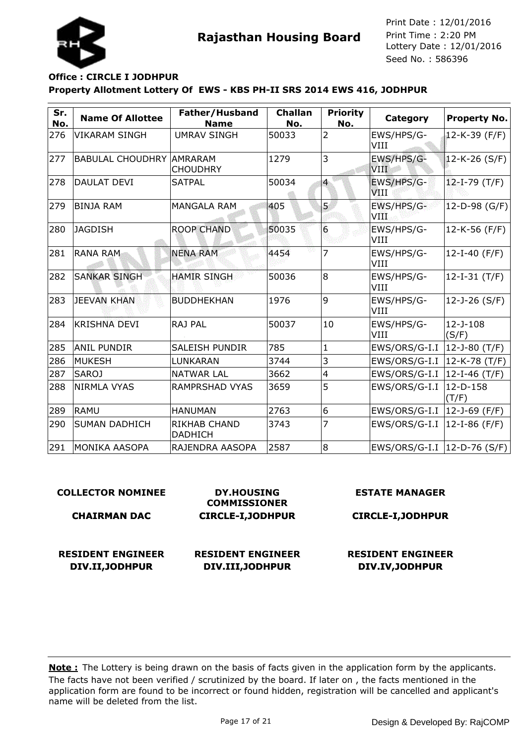**Rajasthan Housing Board**

Print Date : 12/01/2016
Print Time : 2:20 PM
Lottery Date : 12/01/2016
Seed No. : 586396

**Office : CIRCLE I JODHPUR**

**Property Allotment Lottery Of EWS - KBS PH-II SRS 2014 EWS 416, JODHPUR**

| Sr. No. | Name Of Allottee | Father/Husband Name | Challan No. | Priority No. | Category | Property No. |
|---|---|---|---|---|---|---|
| 276 | VIKARAM SINGH | UMRAV SINGH | 50033 | 2 | EWS/HPS/G-VIII | 12-K-39 (F/F) |
| 277 | BABULAL CHOUDHRY | AMRARAM CHOUDHRY | 1279 | 3 | EWS/HPS/G-VIII | 12-K-26 (S/F) |
| 278 | DAULAT DEVI | SATPAL | 50034 | 4 | EWS/HPS/G-VIII | 12-I-79 (T/F) |
| 279 | BINJA RAM | MANGALA RAM | 405 | 5 | EWS/HPS/G-VIII | 12-D-98 (G/F) |
| 280 | JAGDISH | ROOP CHAND | 50035 | 6 | EWS/HPS/G-VIII | 12-K-56 (F/F) |
| 281 | RANA RAM | NENA RAM | 4454 | 7 | EWS/HPS/G-VIII | 12-I-40 (F/F) |
| 282 | SANKAR SINGH | HAMIR SINGH | 50036 | 8 | EWS/HPS/G-VIII | 12-I-31 (T/F) |
| 283 | JEEVAN KHAN | BUDDHEKHAN | 1976 | 9 | EWS/HPS/G-VIII | 12-J-26 (S/F) |
| 284 | KRISHNA DEVI | RAJ PAL | 50037 | 10 | EWS/HPS/G-VIII | 12-J-108 (S/F) |
| 285 | ANIL PUNDIR | SALEISH PUNDIR | 785 | 1 | EWS/ORS/G-I.I | 12-J-80 (T/F) |
| 286 | MUKESH | LUNKARAN | 3744 | 3 | EWS/ORS/G-I.I | 12-K-78 (T/F) |
| 287 | SAROJ | NATWAR LAL | 3662 | 4 | EWS/ORS/G-I.I | 12-I-46 (T/F) |
| 288 | NIRMLA VYAS | RAMPRSHAD VYAS | 3659 | 5 | EWS/ORS/G-I.I | 12-D-158 (T/F) |
| 289 | RAMU | HANUMAN | 2763 | 6 | EWS/ORS/G-I.I | 12-J-69 (F/F) |
| 290 | SUMAN DADHICH | RIKHAB CHAND DADHICH | 3743 | 7 | EWS/ORS/G-I.I | 12-I-86 (F/F) |
| 291 | MONIKA AASOPA | RAJENDRA AASOPA | 2587 | 8 | EWS/ORS/G-I.I | 12-D-76 (S/F) |

| | | |
|---|---|---|
| **COLLECTOR NOMINEE** | **DY.HOUSING COMMISSIONER** | **ESTATE MANAGER** |
| **CHAIRMAN DAC** | **CIRCLE-I,JODHPUR** | **CIRCLE-I,JODHPUR** |
| **RESIDENT ENGINEER DIV.II,JODHPUR** | **RESIDENT ENGINEER DIV.III,JODHPUR** | **RESIDENT ENGINEER DIV.IV,JODHPUR** |

**Note :** The Lottery is being drawn on the basis of facts given in the application form by the applicants. The facts have not been verified / scrutinized by the board. If later on , the facts mentioned in the application form are found to be incorrect or found hidden, registration will be cancelled and applicant's name will be deleted from the list.

Design & Developed By: RajCOMP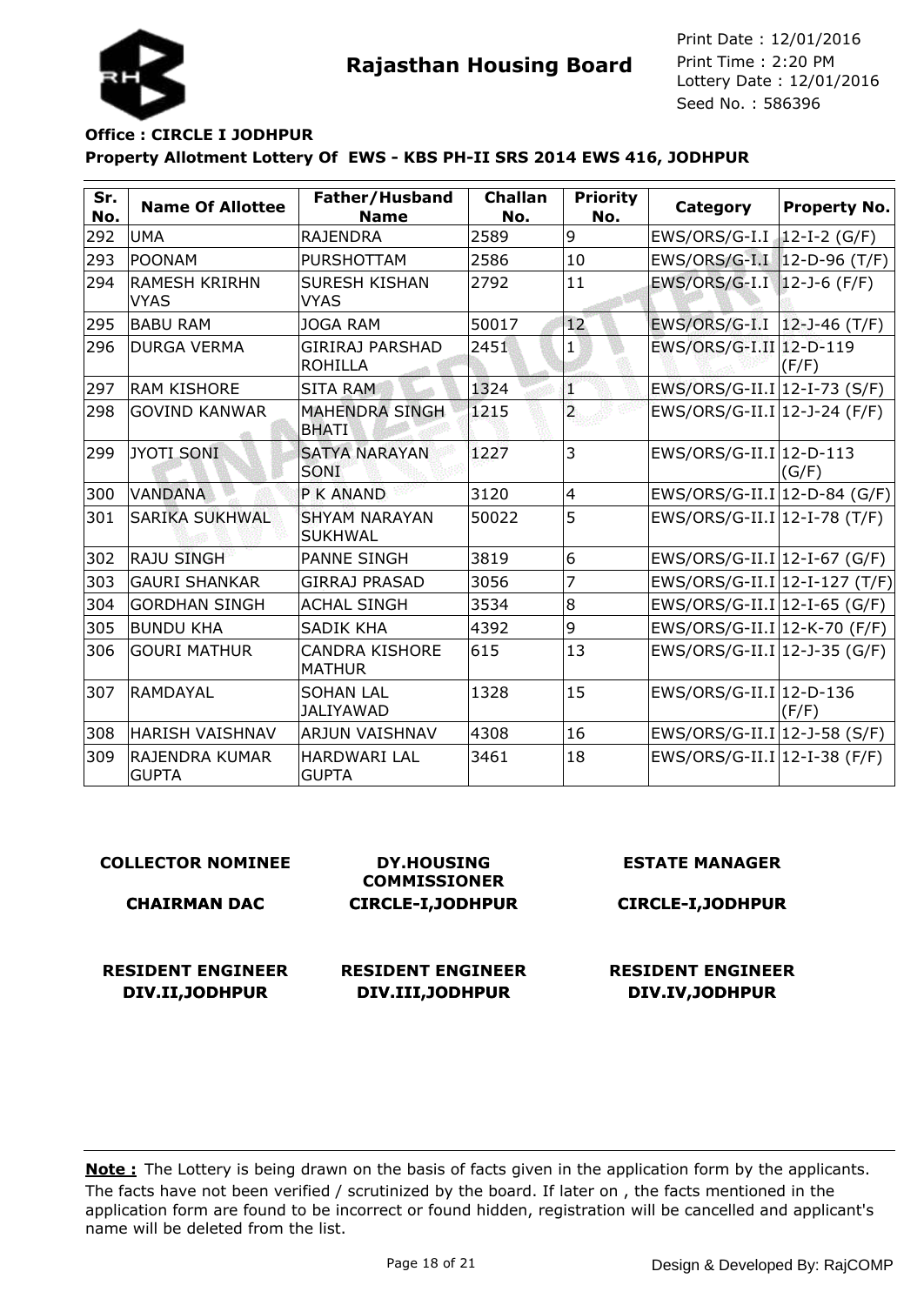Rajasthan Housing Board

Print Date : 12/01/2016
Print Time : 2:20 PM
Lottery Date : 12/01/2016
Seed No. : 586396

**Office : CIRCLE I JODHPUR**

**Property Allotment Lottery Of EWS - KBS PH-II SRS 2014 EWS 416, JODHPUR**

| Sr. No. | Name Of Allottee | Father/Husband Name | Challan No. | Priority No. | Category | Property No. |
|---|---|---|---|---|---|---|
| 292 | UMA | RAJENDRA | 2589 | 9 | EWS/ORS/G-I.I | 12-I-2 (G/F) |
| 293 | POONAM | PURSHOTTAM | 2586 | 10 | EWS/ORS/G-I.I | 12-D-96 (T/F) |
| 294 | RAMESH KRIRHN VYAS | SURESH KISHAN VYAS | 2792 | 11 | EWS/ORS/G-I.I | 12-J-6 (F/F) |
| 295 | BABU RAM | JOGA RAM | 50017 | 12 | EWS/ORS/G-I.I | 12-J-46 (T/F) |
| 296 | DURGA VERMA | GIRIRAJ PARSHAD ROHILLA | 2451 | 1 | EWS/ORS/G-I.II | 12-D-119 (F/F) |
| 297 | RAM KISHORE | SITA RAM | 1324 | 1 | EWS/ORS/G-II.I | 12-I-73 (S/F) |
| 298 | GOVIND KANWAR | MAHENDRA SINGH BHATI | 1215 | 2 | EWS/ORS/G-II.I | 12-J-24 (F/F) |
| 299 | JYOTI SONI | SATYA NARAYAN SONI | 1227 | 3 | EWS/ORS/G-II.I | 12-D-113 (G/F) |
| 300 | VANDANA | P K ANAND | 3120 | 4 | EWS/ORS/G-II.I | 12-D-84 (G/F) |
| 301 | SARIKA SUKHWAL | SHYAM NARAYAN SUKHWAL | 50022 | 5 | EWS/ORS/G-II.I | 12-I-78 (T/F) |
| 302 | RAJU SINGH | PANNE SINGH | 3819 | 6 | EWS/ORS/G-II.I | 12-I-67 (G/F) |
| 303 | GAURI SHANKAR | GIRRAJ PRASAD | 3056 | 7 | EWS/ORS/G-II.I | 12-I-127 (T/F) |
| 304 | GORDHAN SINGH | ACHAL SINGH | 3534 | 8 | EWS/ORS/G-II.I | 12-I-65 (G/F) |
| 305 | BUNDU KHA | SADIK KHA | 4392 | 9 | EWS/ORS/G-II.I | 12-K-70 (F/F) |
| 306 | GOURI MATHUR | CANDRA KISHORE MATHUR | 615 | 13 | EWS/ORS/G-II.I | 12-J-35 (G/F) |
| 307 | RAMDAYAL | SOHAN LAL JALIYAWAD | 1328 | 15 | EWS/ORS/G-II.I | 12-D-136 (F/F) |
| 308 | HARISH VAISHNAV | ARJUN VAISHNAV | 4308 | 16 | EWS/ORS/G-II.I | 12-J-58 (S/F) |
| 309 | RAJENDRA KUMAR GUPTA | HARDWARI LAL GUPTA | 3461 | 18 | EWS/ORS/G-II.I | 12-I-38 (F/F) |

**COLLECTOR NOMINEE**
**CHAIRMAN DAC**

**DY.HOUSING COMMISSIONER**
**CIRCLE-I,JODHPUR**

**ESTATE MANAGER**
**CIRCLE-I,JODHPUR**

**RESIDENT ENGINEER**
**DIV.II,JODHPUR**

**RESIDENT ENGINEER**
**DIV.III,JODHPUR**

**RESIDENT ENGINEER**
**DIV.IV,JODHPUR**

**Note :** The Lottery is being drawn on the basis of facts given in the application form by the applicants. The facts have not been verified / scrutinized by the board. If later on , the facts mentioned in the application form are found to be incorrect or found hidden, registration will be cancelled and applicant's name will be deleted from the list.

Design & Developed By: RajCOMP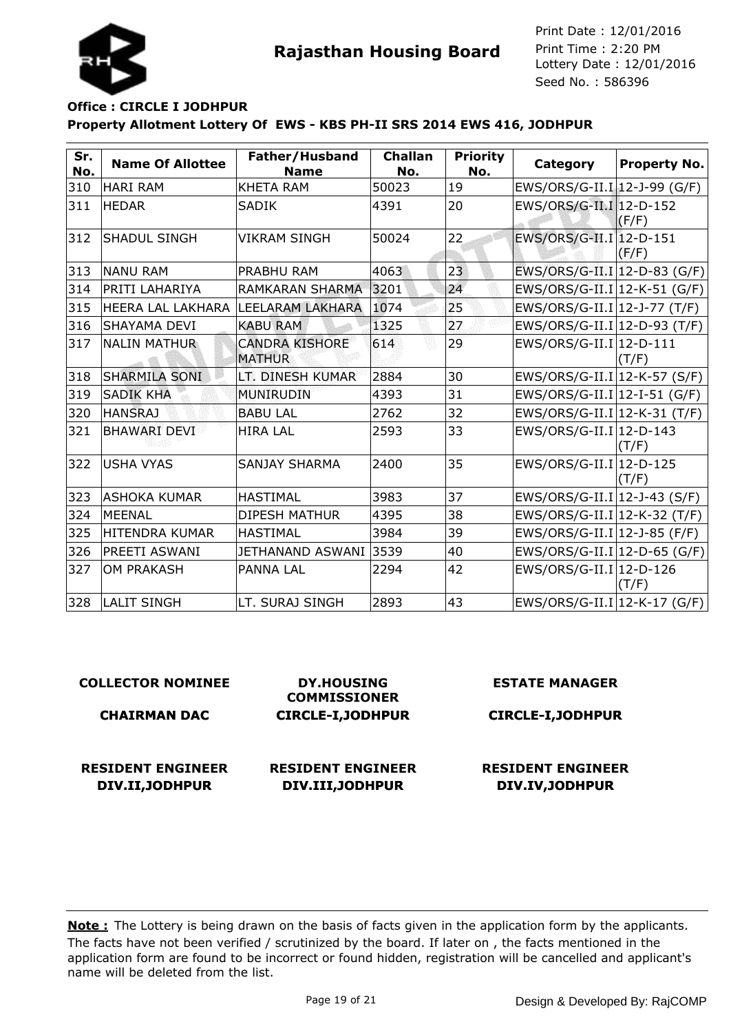**Rajasthan Housing Board**

Print Date : 12/01/2016
Print Time : 2:20 PM
Lottery Date : 12/01/2016
Seed No. : 586396

**Office : CIRCLE I JODHPUR**

**Property Allotment Lottery Of EWS - KBS PH-II SRS 2014 EWS 416, JODHPUR**

| Sr. No. | Name Of Allottee | Father/Husband Name | Challan No. | Priority No. | Category | Property No. |
|---|---|---|---|---|---|---|
| 310 | HARI RAM | KHETA RAM | 50023 | 19 | EWS/ORS/G-II.I | 12-J-99 (G/F) |
| 311 | HEDAR | SADIK | 4391 | 20 | EWS/ORS/G-II.I | 12-D-152 (F/F) |
| 312 | SHADUL SINGH | VIKRAM SINGH | 50024 | 22 | EWS/ORS/G-II.I | 12-D-151 (F/F) |
| 313 | NANU RAM | PRABHU RAM | 4063 | 23 | EWS/ORS/G-II.I | 12-D-83 (G/F) |
| 314 | PRITI LAHARIYA | RAMKARAN SHARMA | 3201 | 24 | EWS/ORS/G-II.I | 12-K-51 (G/F) |
| 315 | HEERA LAL LAKHARA | LEELARAM LAKHARA | 1074 | 25 | EWS/ORS/G-II.I | 12-J-77 (T/F) |
| 316 | SHAYAMA DEVI | KABU RAM | 1325 | 27 | EWS/ORS/G-II.I | 12-D-93 (T/F) |
| 317 | NALIN MATHUR | CANDRA KISHORE MATHUR | 614 | 29 | EWS/ORS/G-II.I | 12-D-111 (T/F) |
| 318 | SHARMILA SONI | LT. DINESH KUMAR | 2884 | 30 | EWS/ORS/G-II.I | 12-K-57 (S/F) |
| 319 | SADIK KHA | MUNIRUDIN | 4393 | 31 | EWS/ORS/G-II.I | 12-I-51 (G/F) |
| 320 | HANSRAJ | BABU LAL | 2762 | 32 | EWS/ORS/G-II.I | 12-K-31 (T/F) |
| 321 | BHAWARI DEVI | HIRA LAL | 2593 | 33 | EWS/ORS/G-II.I | 12-D-143 (T/F) |
| 322 | USHA VYAS | SANJAY SHARMA | 2400 | 35 | EWS/ORS/G-II.I | 12-D-125 (T/F) |
| 323 | ASHOKA KUMAR | HASTIMAL | 3983 | 37 | EWS/ORS/G-II.I | 12-J-43 (S/F) |
| 324 | MEENAL | DIPESH MATHUR | 4395 | 38 | EWS/ORS/G-II.I | 12-K-32 (T/F) |
| 325 | HITENDRA KUMAR | HASTIMAL | 3984 | 39 | EWS/ORS/G-II.I | 12-J-85 (F/F) |
| 326 | PREETI ASWANI | JETHANAND ASWANI | 3539 | 40 | EWS/ORS/G-II.I | 12-D-65 (G/F) |
| 327 | OM PRAKASH | PANNA LAL | 2294 | 42 | EWS/ORS/G-II.I | 12-D-126 (T/F) |
| 328 | LALIT SINGH | LT. SURAJ SINGH | 2893 | 43 | EWS/ORS/G-II.I | 12-K-17 (G/F) |

| COLLECTOR NOMINEE | DY.HOUSING COMMISSIONER | ESTATE MANAGER |
|---|---|---|
| CHAIRMAN DAC | CIRCLE-I,JODHPUR | CIRCLE-I,JODHPUR |
| RESIDENT ENGINEER DIV.II,JODHPUR | RESIDENT ENGINEER DIV.III,JODHPUR | RESIDENT ENGINEER DIV.IV,JODHPUR |

**Note :** The Lottery is being drawn on the basis of facts given in the application form by the applicants. The facts have not been verified / scrutinized by the board. If later on , the facts mentioned in the application form are found to be incorrect or found hidden, registration will be cancelled and applicant's name will be deleted from the list.

Design & Developed By: RajCOMP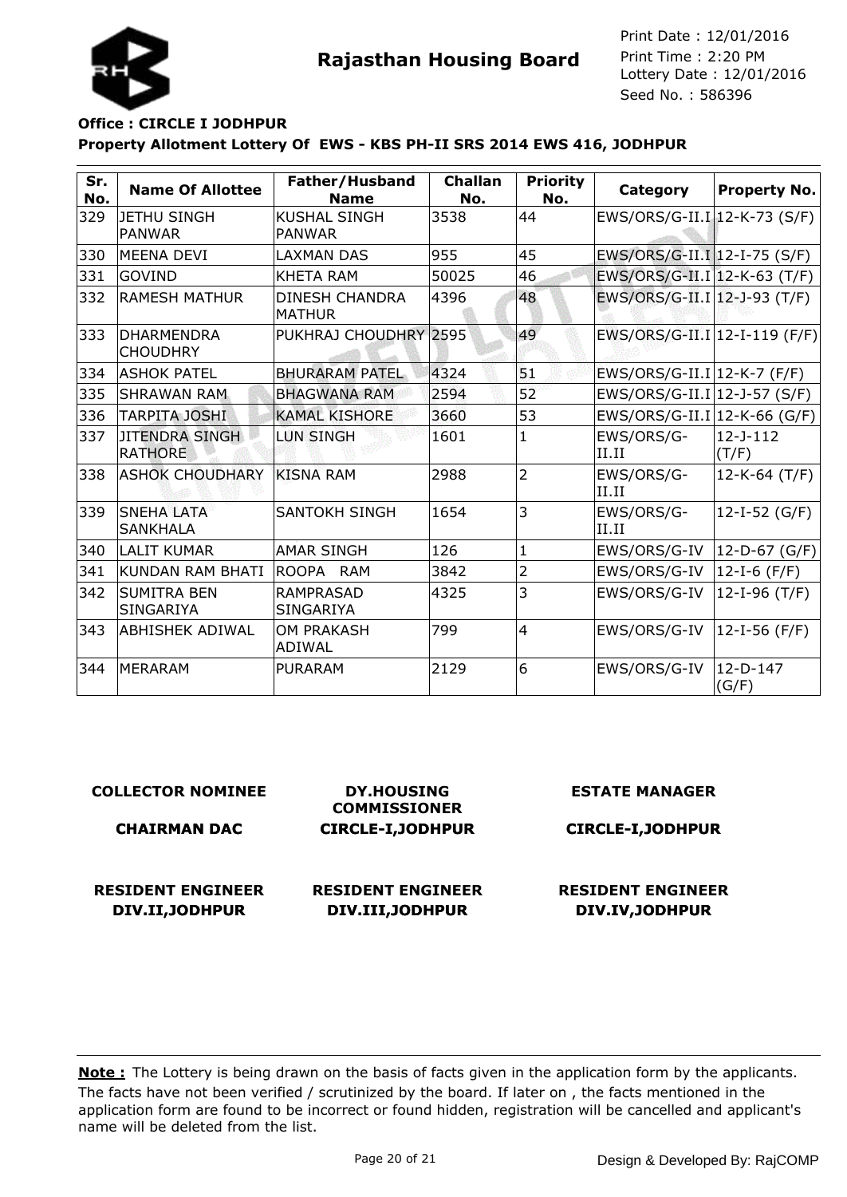**Rajasthan Housing Board**

Print Date : 12/01/2016
Print Time : 2:20 PM
Lottery Date : 12/01/2016
Seed No. : 586396

**Office : CIRCLE I JODHPUR**

**Property Allotment Lottery Of EWS - KBS PH-II SRS 2014 EWS 416, JODHPUR**

| Sr. No. | Name Of Allottee | Father/Husband Name | Challan No. | Priority No. | Category | Property No. |
|---|---|---|---|---|---|---|
| 329 | JETHU SINGH PANWAR | KUSHAL SINGH PANWAR | 3538 | 44 | EWS/ORS/G-II.I | 12-K-73 (S/F) |
| 330 | MEENA DEVI | LAXMAN DAS | 955 | 45 | EWS/ORS/G-II.I | 12-I-75 (S/F) |
| 331 | GOVIND | KHETA RAM | 50025 | 46 | EWS/ORS/G-II.I | 12-K-63 (T/F) |
| 332 | RAMESH MATHUR | DINESH CHANDRA MATHUR | 4396 | 48 | EWS/ORS/G-II.I | 12-J-93 (T/F) |
| 333 | DHARMENDRA CHOUDHRY | PUKHRAJ CHOUDHRY | 2595 | 49 | EWS/ORS/G-II.I | 12-I-119 (F/F) |
| 334 | ASHOK PATEL | BHURARAM PATEL | 4324 | 51 | EWS/ORS/G-II.I | 12-K-7 (F/F) |
| 335 | SHRAWAN RAM | BHAGWANA RAM | 2594 | 52 | EWS/ORS/G-II.I | 12-J-57 (S/F) |
| 336 | TARPITA JOSHI | KAMAL KISHORE | 3660 | 53 | EWS/ORS/G-II.I | 12-K-66 (G/F) |
| 337 | JITENDRA SINGH RATHORE | LUN SINGH | 1601 | 1 | EWS/ORS/G-II.II | 12-J-112 (T/F) |
| 338 | ASHOK CHOUDHARY | KISNA RAM | 2988 | 2 | EWS/ORS/G-II.II | 12-K-64 (T/F) |
| 339 | SNEHA LATA SANKHALA | SANTOKH SINGH | 1654 | 3 | EWS/ORS/G-II.II | 12-I-52 (G/F) |
| 340 | LALIT KUMAR | AMAR SINGH | 126 | 1 | EWS/ORS/G-IV | 12-D-67 (G/F) |
| 341 | KUNDAN RAM BHATI | ROOPA RAM | 3842 | 2 | EWS/ORS/G-IV | 12-I-6 (F/F) |
| 342 | SUMITRA BEN SINGARIYA | RAMPRASAD SINGARIYA | 4325 | 3 | EWS/ORS/G-IV | 12-I-96 (T/F) |
| 343 | ABHISHEK ADIWAL | OM PRAKASH ADIWAL | 799 | 4 | EWS/ORS/G-IV | 12-I-56 (F/F) |
| 344 | MERARAM | PURARAM | 2129 | 6 | EWS/ORS/G-IV | 12-D-147 (G/F) |

| COLLECTOR NOMINEE | DY.HOUSING COMMISSIONER | ESTATE MANAGER |
|---|---|---|
| CHAIRMAN DAC | CIRCLE-I,JODHPUR | CIRCLE-I,JODHPUR |
| RESIDENT ENGINEER DIV.II,JODHPUR | RESIDENT ENGINEER DIV.III,JODHPUR | RESIDENT ENGINEER DIV.IV,JODHPUR |

**Note :** The Lottery is being drawn on the basis of facts given in the application form by the applicants. The facts have not been verified / scrutinized by the board. If later on , the facts mentioned in the application form are found to be incorrect or found hidden, registration will be cancelled and applicant's name will be deleted from the list.

Design & Developed By: RajCOMP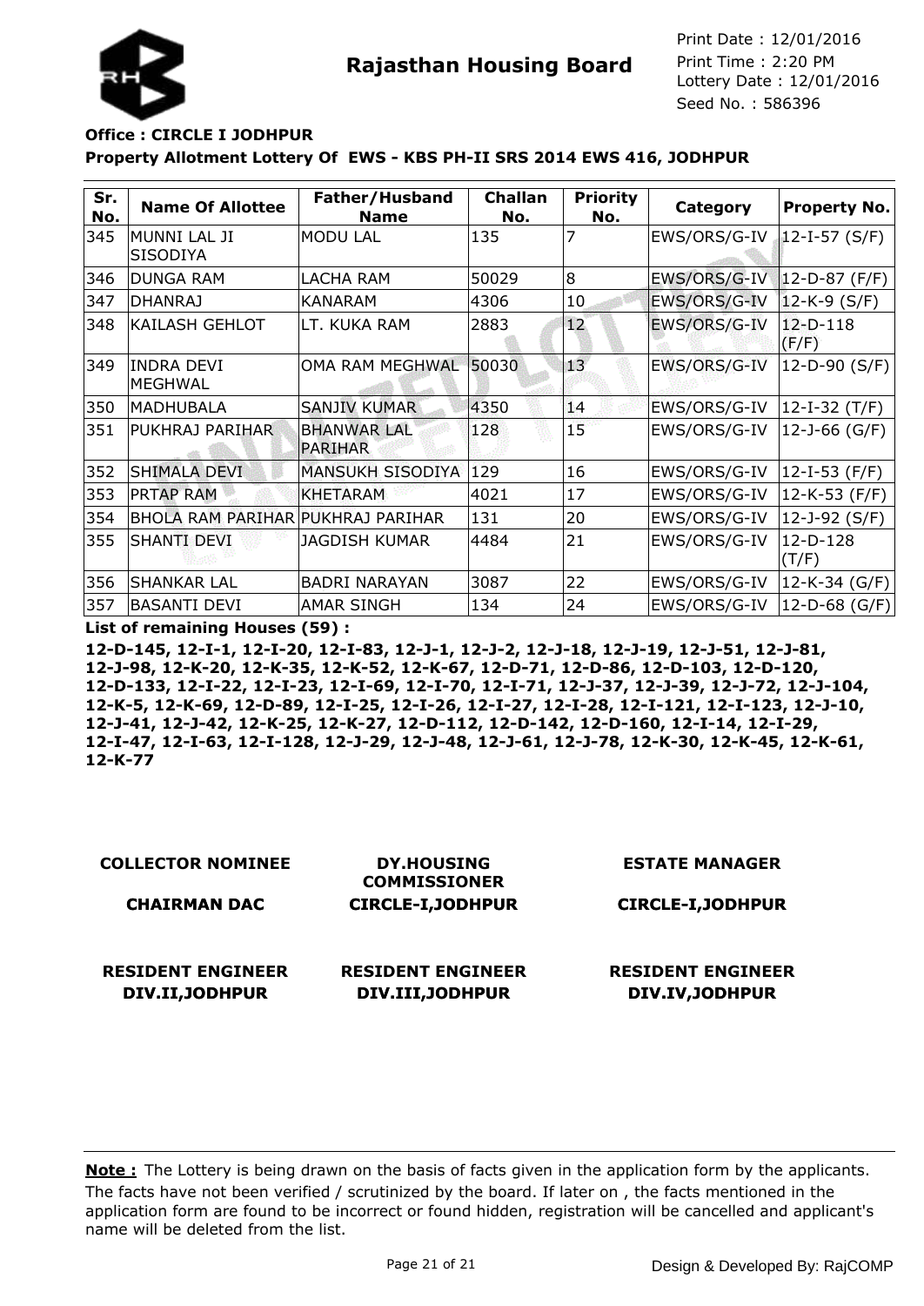**Rajasthan Housing Board**

Print Date : 12/01/2016
Print Time : 2:20 PM
Lottery Date : 12/01/2016
Seed No. : 586396

**Office : CIRCLE I JODHPUR**

**Property Allotment Lottery Of EWS - KBS PH-II SRS 2014 EWS 416, JODHPUR**

| Sr. No. | Name Of Allottee | Father/Husband Name | Challan No. | Priority No. | Category | Property No. |
|---|---|---|---|---|---|---|
| 345 | MUNNI LAL JI SISODIYA | MODU LAL | 135 | 7 | EWS/ORS/G-IV | 12-I-57 (S/F) |
| 346 | DUNGA RAM | LACHA RAM | 50029 | 8 | EWS/ORS/G-IV | 12-D-87 (F/F) |
| 347 | DHANRAJ | KANARAM | 4306 | 10 | EWS/ORS/G-IV | 12-K-9 (S/F) |
| 348 | KAILASH GEHLOT | LT. KUKA RAM | 2883 | 12 | EWS/ORS/G-IV | 12-D-118 (F/F) |
| 349 | INDRA DEVI MEGHWAL | OMA RAM MEGHWAL | 50030 | 13 | EWS/ORS/G-IV | 12-D-90 (S/F) |
| 350 | MADHUBALA | SANJIV KUMAR | 4350 | 14 | EWS/ORS/G-IV | 12-I-32 (T/F) |
| 351 | PUKHRAJ PARIHAR | BHANWAR LAL PARIHAR | 128 | 15 | EWS/ORS/G-IV | 12-J-66 (G/F) |
| 352 | SHIMALA DEVI | MANSUKH SISODIYA | 129 | 16 | EWS/ORS/G-IV | 12-I-53 (F/F) |
| 353 | PRTAP RAM | KHETARAM | 4021 | 17 | EWS/ORS/G-IV | 12-K-53 (F/F) |
| 354 | BHOLA RAM PARIHAR | PUKHRAJ PARIHAR | 131 | 20 | EWS/ORS/G-IV | 12-J-92 (S/F) |
| 355 | SHANTI DEVI | JAGDISH KUMAR | 4484 | 21 | EWS/ORS/G-IV | 12-D-128 (T/F) |
| 356 | SHANKAR LAL | BADRI NARAYAN | 3087 | 22 | EWS/ORS/G-IV | 12-K-34 (G/F) |
| 357 | BASANTI DEVI | AMAR SINGH | 134 | 24 | EWS/ORS/G-IV | 12-D-68 (G/F) |

**List of remaining Houses (59) :**

**12-D-145, 12-I-1, 12-I-20, 12-I-83, 12-J-1, 12-J-2, 12-J-18, 12-J-19, 12-J-51, 12-J-81, 12-J-98, 12-K-20, 12-K-35, 12-K-52, 12-K-67, 12-D-71, 12-D-86, 12-D-103, 12-D-120, 12-D-133, 12-I-22, 12-I-23, 12-I-69, 12-I-70, 12-I-71, 12-J-37, 12-J-39, 12-J-72, 12-J-104, 12-K-5, 12-K-69, 12-D-89, 12-I-25, 12-I-26, 12-I-27, 12-I-28, 12-I-121, 12-I-123, 12-J-10, 12-J-41, 12-J-42, 12-K-25, 12-K-27, 12-D-112, 12-D-142, 12-D-160, 12-I-14, 12-I-29, 12-I-47, 12-I-63, 12-I-128, 12-J-29, 12-J-48, 12-J-61, 12-J-78, 12-K-30, 12-K-45, 12-K-61, 12-K-77**

| | | |
|---|---|---|
| **COLLECTOR NOMINEE** | **DY.HOUSING COMMISSIONER** | **ESTATE MANAGER** |
| **CHAIRMAN DAC** | **CIRCLE-I,JODHPUR** | **CIRCLE-I,JODHPUR** |
| **RESIDENT ENGINEER DIV.II,JODHPUR** | **RESIDENT ENGINEER DIV.III,JODHPUR** | **RESIDENT ENGINEER DIV.IV,JODHPUR** |

**Note :** The Lottery is being drawn on the basis of facts given in the application form by the applicants. The facts have not been verified / scrutinized by the board. If later on , the facts mentioned in the application form are found to be incorrect or found hidden, registration will be cancelled and applicant's name will be deleted from the list.

Design & Developed By: RajCOMP